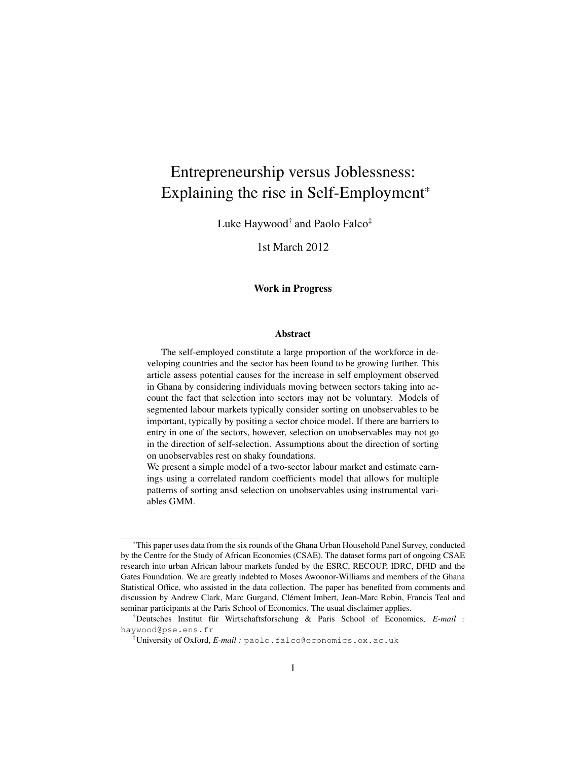# Entrepreneurship versus Joblessness: Explaining the rise in Self-Employment*

Luke Haywood[†] and Paolo Falco[‡]

1st March 2012

**Work in Progress**

### Abstract

The self-employed constitute a large proportion of the workforce in developing countries and the sector has been found to be growing further. This article assess potential causes for the increase in self employment observed in Ghana by considering individuals moving between sectors taking into account the fact that selection into sectors may not be voluntary. Models of segmented labour markets typically consider sorting on unobservables to be important, typically by positing a sector choice model. If there are barriers to entry in one of the sectors, however, selection on unobservables may not go in the direction of self-selection. Assumptions about the direction of sorting on unobservables rest on shaky foundations.

We present a simple model of a two-sector labour market and estimate earnings using a correlated random coefficients model that allows for multiple patterns of sorting ansd selection on unobservables using instrumental variables GMM.

---

*This paper uses data from the six rounds of the Ghana Urban Household Panel Survey, conducted by the Centre for the Study of African Economies (CSAE). The dataset forms part of ongoing CSAE research into urban African labour markets funded by the ESRC, RECOUP, IDRC, DFID and the Gates Foundation. We are greatly indebted to Moses Awoonor-Williams and members of the Ghana Statistical Office, who assisted in the data collection. The paper has benefited from comments and discussion by Andrew Clark, Marc Gurgand, Clément Imbert, Jean-Marc Robin, Francis Teal and seminar participants at the Paris School of Economics. The usual disclaimer applies.

†Deutsches Institut für Wirtschaftsforschung & Paris School of Economics, *E-mail :* haywood@pse.ens.fr

‡University of Oxford, *E-mail :* paolo.falco@economics.ox.ac.uk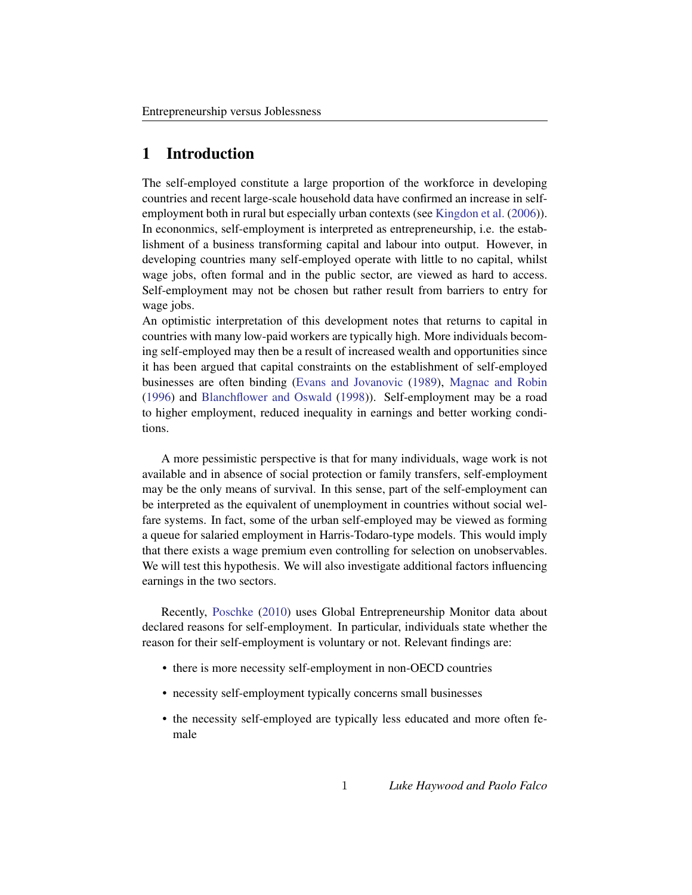# 1 Introduction

The self-employed constitute a large proportion of the workforce in developing countries and recent large-scale household data have confirmed an increase in self-employment both in rural but especially urban contexts (see Kingdon et al. (2006)). In econonmics, self-employment is interpreted as entrepreneurship, i.e. the establishment of a business transforming capital and labour into output. However, in developing countries many self-employed operate with little to no capital, whilst wage jobs, often formal and in the public sector, are viewed as hard to access. Self-employment may not be chosen but rather result from barriers to entry for wage jobs.

An optimistic interpretation of this development notes that returns to capital in countries with many low-paid workers are typically high. More individuals becoming self-employed may then be a result of increased wealth and opportunities since it has been argued that capital constraints on the establishment of self-employed businesses are often binding (Evans and Jovanovic (1989), Magnac and Robin (1996) and Blanchflower and Oswald (1998)). Self-employment may be a road to higher employment, reduced inequality in earnings and better working conditions.

A more pessimistic perspective is that for many individuals, wage work is not available and in absence of social protection or family transfers, self-employment may be the only means of survival. In this sense, part of the self-employment can be interpreted as the equivalent of unemployment in countries without social welfare systems. In fact, some of the urban self-employed may be viewed as forming a queue for salaried employment in Harris-Todaro-type models. This would imply that there exists a wage premium even controlling for selection on unobservables. We will test this hypothesis. We will also investigate additional factors influencing earnings in the two sectors.

Recently, Poschke (2010) uses Global Entrepreneurship Monitor data about declared reasons for self-employment. In particular, individuals state whether the reason for their self-employment is voluntary or not. Relevant findings are:

- there is more necessity self-employment in non-OECD countries
- necessity self-employment typically concerns small businesses
- the necessity self-employed are typically less educated and more often female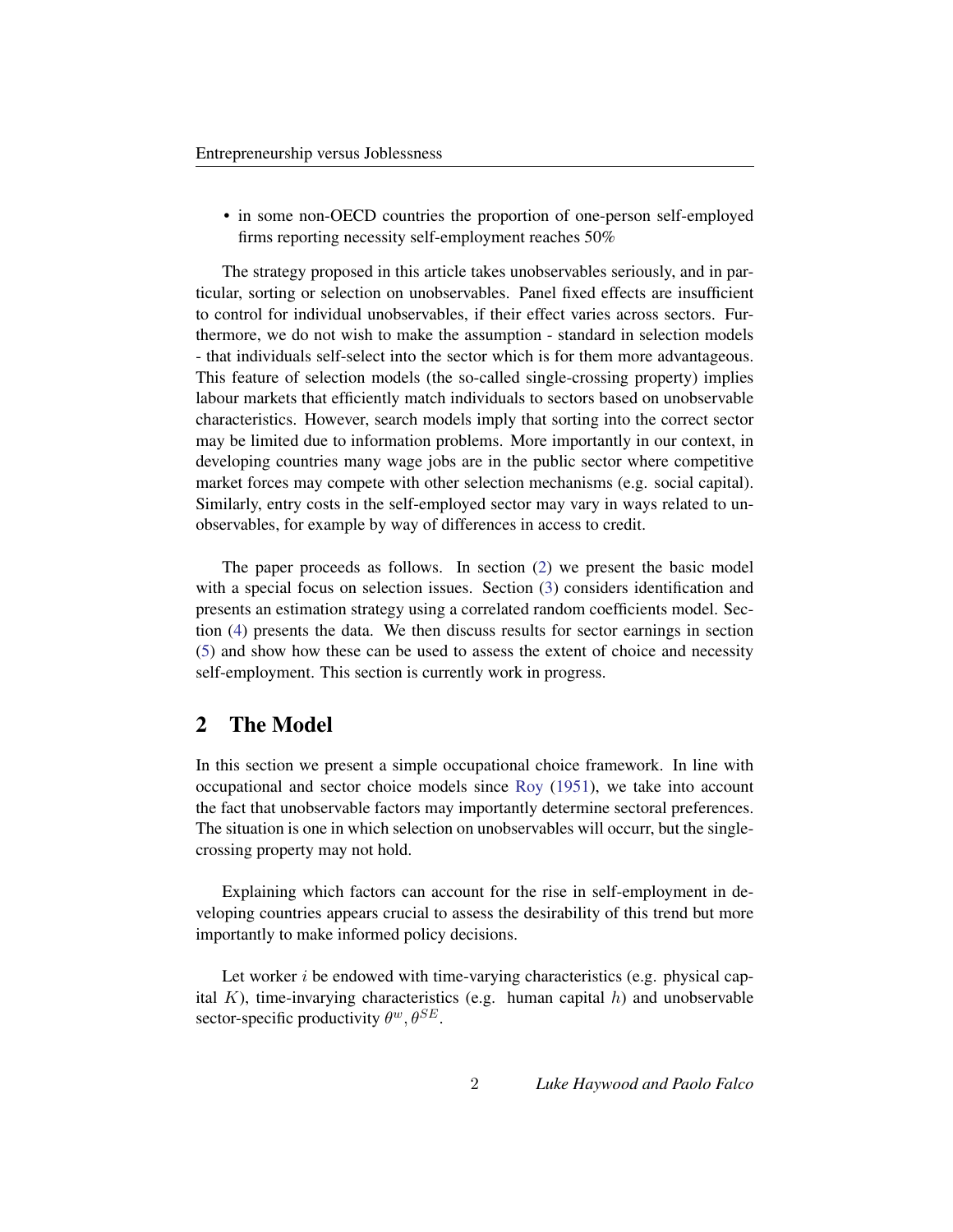- in some non-OECD countries the proportion of one-person self-employed firms reporting necessity self-employment reaches 50%

The strategy proposed in this article takes unobservables seriously, and in particular, sorting or selection on unobservables. Panel fixed effects are insufficient to control for individual unobservables, if their effect varies across sectors. Furthermore, we do not wish to make the assumption - standard in selection models - that individuals self-select into the sector which is for them more advantageous. This feature of selection models (the so-called single-crossing property) implies labour markets that efficiently match individuals to sectors based on unobservable characteristics. However, search models imply that sorting into the correct sector may be limited due to information problems. More importantly in our context, in developing countries many wage jobs are in the public sector where competitive market forces may compete with other selection mechanisms (e.g. social capital). Similarly, entry costs in the self-employed sector may vary in ways related to unobservables, for example by way of differences in access to credit.

The paper proceeds as follows. In section (2) we present the basic model with a special focus on selection issues. Section (3) considers identification and presents an estimation strategy using a correlated random coefficients model. Section (4) presents the data. We then discuss results for sector earnings in section (5) and show how these can be used to assess the extent of choice and necessity self-employment. This section is currently work in progress.

## 2 The Model

In this section we present a simple occupational choice framework. In line with occupational and sector choice models since Roy (1951), we take into account the fact that unobservable factors may importantly determine sectoral preferences. The situation is one in which selection on unobservables will occurr, but the single-crossing property may not hold.

Explaining which factors can account for the rise in self-employment in developing countries appears crucial to assess the desirability of this trend but more importantly to make informed policy decisions.

Let worker $i$ be endowed with time-varying characteristics (e.g. physical capital $K$), time-invarying characteristics (e.g. human capital $h$) and unobservable sector-specific productivity $\theta^w, \theta^{SE}$.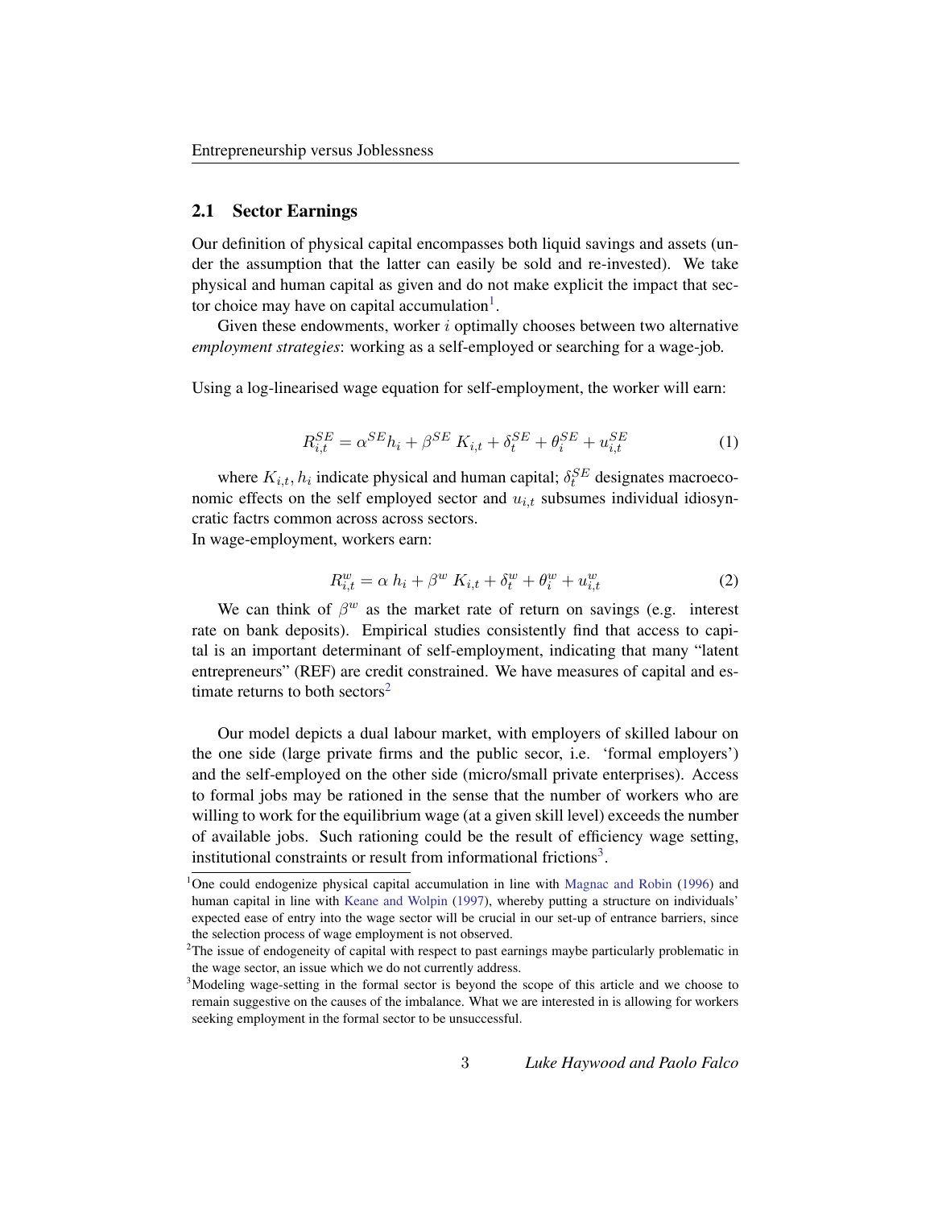## 2.1 Sector Earnings

Our definition of physical capital encompasses both liquid savings and assets (under the assumption that the latter can easily be sold and re-invested). We take physical and human capital as given and do not make explicit the impact that sector choice may have on capital accumulation[1].

Given these endowments, worker $i$ optimally chooses between two alternative *employment strategies*: working as a self-employed or searching for a wage-job.

Using a log-linearised wage equation for self-employment, the worker will earn:

$$R_{i,t}^{SE} = \alpha^{SE} h_i + \beta^{SE}\ K_{i,t} + \delta_t^{SE} + \theta_i^{SE} + u_{i,t}^{SE} \tag{1}$$

where $K_{i,t}, h_i$ indicate physical and human capital; $\delta_t^{SE}$ designates macroeconomic effects on the self employed sector and $u_{i,t}$ subsumes individual idiosyncratic factrs common across across sectors.
In wage-employment, workers earn:

$$R_{i,t}^{w} = \alpha\ h_i + \beta^{w}\ K_{i,t} + \delta_t^{w} + \theta_i^{w} + u_{i,t}^{w} \tag{2}$$

We can think of $\beta^w$ as the market rate of return on savings (e.g. interest rate on bank deposits). Empirical studies consistently find that access to capital is an important determinant of self-employment, indicating that many "latent entrepreneurs" (REF) are credit constrained. We have measures of capital and estimate returns to both sectors[2]

Our model depicts a dual labour market, with employers of skilled labour on the one side (large private firms and the public secor, i.e. 'formal employers') and the self-employed on the other side (micro/small private enterprises). Access to formal jobs may be rationed in the sense that the number of workers who are willing to work for the equilibrium wage (at a given skill level) exceeds the number of available jobs. Such rationing could be the result of efficiency wage setting, institutional constraints or result from informational frictions[3].

---

[1] One could endogenize physical capital accumulation in line with Magnac and Robin (1996) and human capital in line with Keane and Wolpin (1997), whereby putting a structure on individuals' expected ease of entry into the wage sector will be crucial in our set-up of entrance barriers, since the selection process of wage employment is not observed.

[2] The issue of endogeneity of capital with respect to past earnings maybe particularly problematic in the wage sector, an issue which we do not currently address.

[3] Modeling wage-setting in the formal sector is beyond the scope of this article and we choose to remain suggestive on the causes of the imbalance. What we are interested in is allowing for workers seeking employment in the formal sector to be unsuccessful.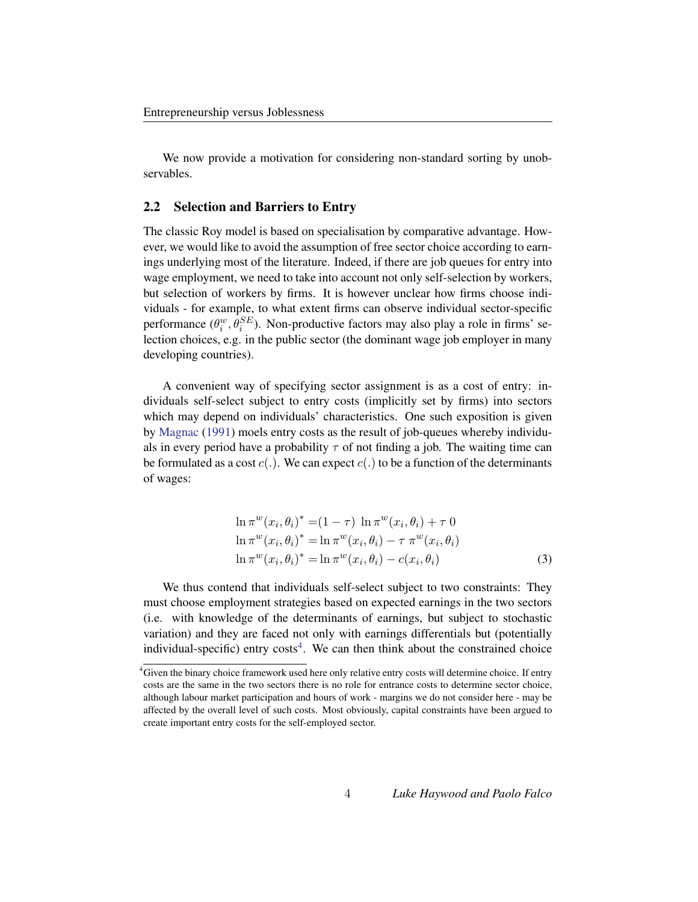We now provide a motivation for considering non-standard sorting by unobservables.

## 2.2 Selection and Barriers to Entry

The classic Roy model is based on specialisation by comparative advantage. However, we would like to avoid the assumption of free sector choice according to earnings underlying most of the literature. Indeed, if there are job queues for entry into wage employment, we need to take into account not only self-selection by workers, but selection of workers by firms. It is however unclear how firms choose individuals - for example, to what extent firms can observe individual sector-specific performance ($\theta_i^w, \theta_i^{SE}$). Non-productive factors may also play a role in firms' selection choices, e.g. in the public sector (the dominant wage job employer in many developing countries).

A convenient way of specifying sector assignment is as a cost of entry: individuals self-select subject to entry costs (implicitly set by firms) into sectors which may depend on individuals' characteristics. One such exposition is given by Magnac (1991) moels entry costs as the result of job-queues whereby individuals in every period have a probability $\tau$ of not finding a job. The waiting time can be formulated as a cost $c(.)$. We can expect $c(.)$ to be a function of the determinants of wages:

$$
\begin{aligned}
\ln \pi^w(x_i, \theta_i)^* &= (1-\tau)\ \ln \pi^w(x_i, \theta_i) + \tau\ 0 \\
\ln \pi^w(x_i, \theta_i)^* &= \ln \pi^w(x_i, \theta_i) - \tau\ \pi^w(x_i, \theta_i) \\
\ln \pi^w(x_i, \theta_i)^* &= \ln \pi^w(x_i, \theta_i) - c(x_i, \theta_i)
\end{aligned}
\tag{3}
$$

We thus contend that individuals self-select subject to two constraints: They must choose employment strategies based on expected earnings in the two sectors (i.e. with knowledge of the determinants of earnings, but subject to stochastic variation) and they are faced not only with earnings differentials but (potentially individual-specific) entry costs[4]. We can then think about the constrained choice

[4] Given the binary choice framework used here only relative entry costs will determine choice. If entry costs are the same in the two sectors there is no role for entrance costs to determine sector choice, although labour market participation and hours of work - margins we do not consider here - may be affected by the overall level of such costs. Most obviously, capital constraints have been argued to create important entry costs for the self-employed sector.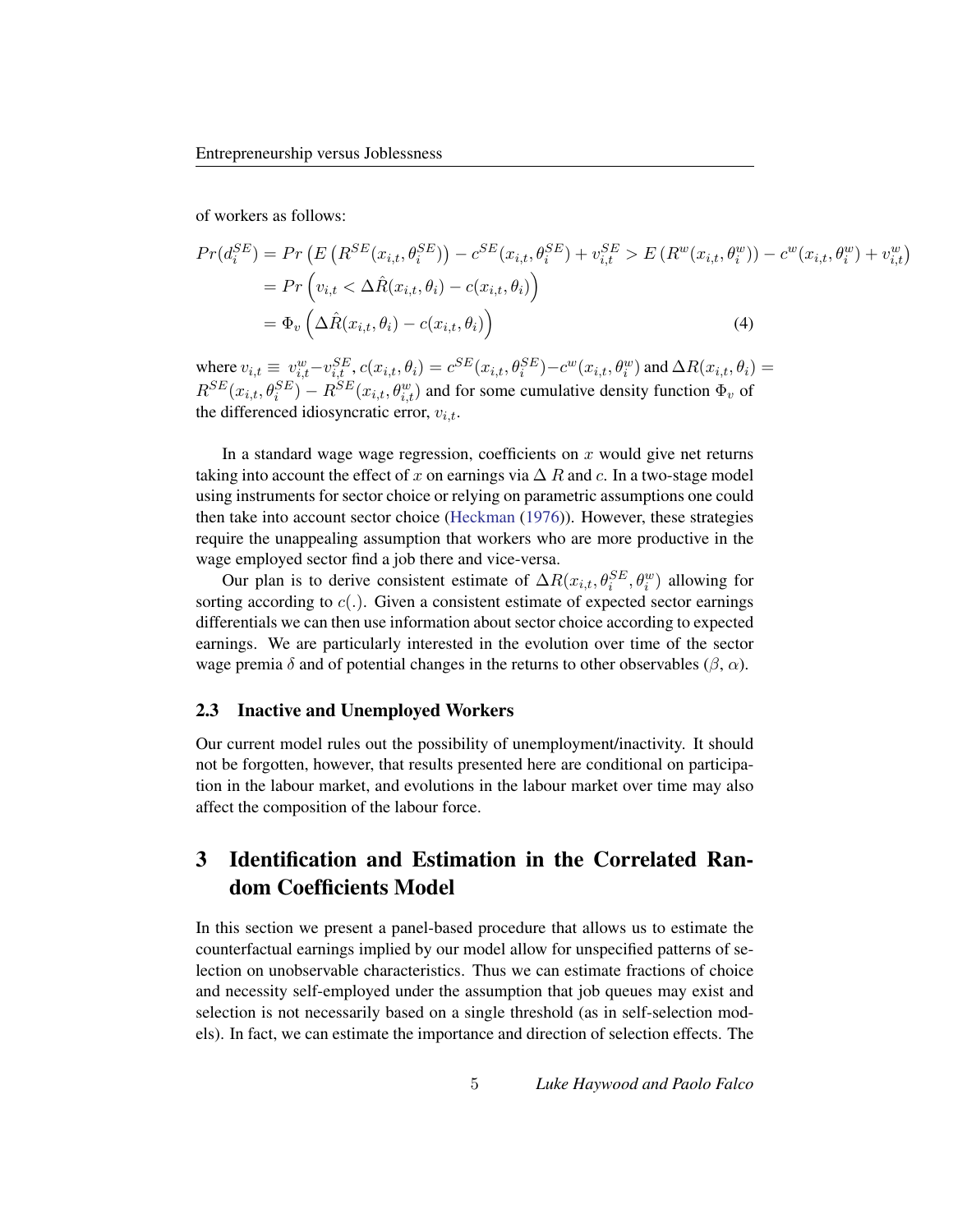of workers as follows:

$$
\begin{aligned}
Pr(d_i^{SE}) &= Pr\left(E\left(R^{SE}(x_{i,t}, \theta_i^{SE})\right) - c^{SE}(x_{i,t}, \theta_i^{SE}) + v_{i,t}^{SE} > E\left(R^w(x_{i,t}, \theta_i^w)\right) - c^w(x_{i,t}, \theta_i^w) + v_{i,t}^w\right) \\
&= Pr\left(v_{i,t} < \Delta \hat{R}(x_{i,t}, \theta_i) - c(x_{i,t}, \theta_i)\right) \\
&= \Phi_v\left(\Delta \hat{R}(x_{i,t}, \theta_i) - c(x_{i,t}, \theta_i)\right)
\end{aligned} \tag{4}
$$

where $v_{i,t} \equiv v_{i,t}^w - v_{i,t}^{SE}$, $c(x_{i,t}, \theta_i) = c^{SE}(x_{i,t}, \theta_i^{SE}) - c^w(x_{i,t}, \theta_i^w)$ and $\Delta R(x_{i,t}, \theta_i) = R^{SE}(x_{i,t}, \theta_i^{SE}) - R^{SE}(x_{i,t}, \theta_{i,t}^w)$ and for some cumulative density function $\Phi_v$ of the differenced idiosyncratic error, $v_{i,t}$.

In a standard wage wage regression, coefficients on $x$ would give net returns taking into account the effect of $x$ on earnings via $\Delta$ $R$ and $c$. In a two-stage model using instruments for sector choice or relying on parametric assumptions one could then take into account sector choice (Heckman (1976)). However, these strategies require the unappealing assumption that workers who are more productive in the wage employed sector find a job there and vice-versa.

Our plan is to derive consistent estimate of $\Delta R(x_{i,t}, \theta_i^{SE}, \theta_i^w)$ allowing for sorting according to $c(.)$. Given a consistent estimate of expected sector earnings differentials we can then use information about sector choice according to expected earnings. We are particularly interested in the evolution over time of the sector wage premia $\delta$ and of potential changes in the returns to other observables ($\beta$, $\alpha$).

### 2.3 Inactive and Unemployed Workers

Our current model rules out the possibility of unemployment/inactivity. It should not be forgotten, however, that results presented here are conditional on participation in the labour market, and evolutions in the labour market over time may also affect the composition of the labour force.

## 3 Identification and Estimation in the Correlated Random Coefficients Model

In this section we present a panel-based procedure that allows us to estimate the counterfactual earnings implied by our model allow for unspecified patterns of selection on unobservable characteristics. Thus we can estimate fractions of choice and necessity self-employed under the assumption that job queues may exist and selection is not necessarily based on a single threshold (as in self-selection models). In fact, we can estimate the importance and direction of selection effects. The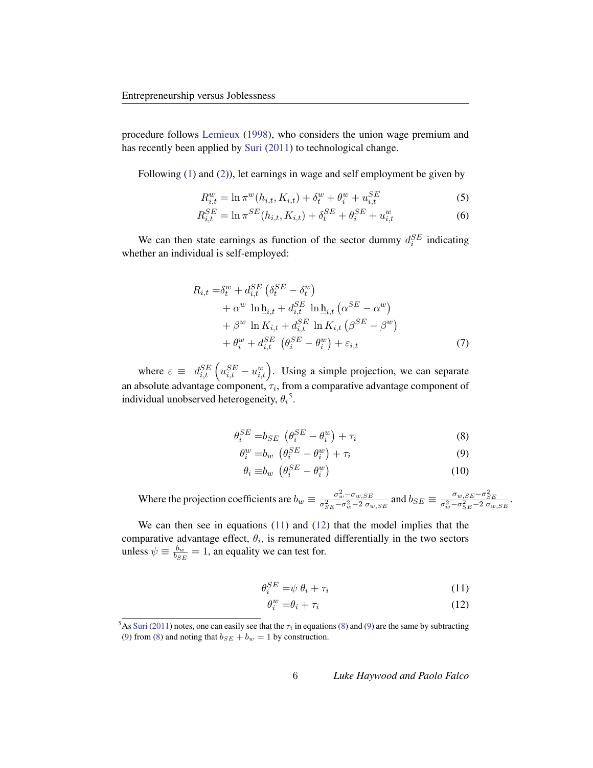procedure follows Lemieux (1998), who considers the union wage premium and has recently been applied by Suri (2011) to technological change.

Following (1) and (2)), let earnings in wage and self employment be given by

$$R^{w}_{i,t} = \ln \pi^{w}(h_{i,t}, K_{i,t}) + \delta^{w}_{t} + \theta^{w}_{i} + u^{SE}_{i,t} \tag{5}$$

$$R^{SE}_{i,t} = \ln \pi^{SE}(h_{i,t}, K_{i,t}) + \delta^{SE}_{t} + \theta^{SE}_{i} + u^{w}_{i,t} \tag{6}$$

We can then state earnings as function of the sector dummy $d^{SE}_{i}$ indicating whether an individual is self-employed:

$$\begin{aligned} R_{i,t} =& \delta^{w}_{t} + d^{SE}_{i,t}\left(\delta^{SE}_{t} - \delta^{w}_{t}\right) \\ &+ \alpha^{w}\ \ln \underline{\text{h}}_{i,t} + d^{SE}_{i,t}\ \ln \underline{\text{h}}_{i,t}\left(\alpha^{SE} - \alpha^{w}\right) \\ &+ \beta^{w}\ \ln K_{i,t} + d^{SE}_{i,t}\ \ln K_{i,t}\left(\beta^{SE} - \beta^{w}\right) \\ &+ \theta^{w}_{i} + d^{SE}_{i,t}\ \left(\theta^{SE}_{i} - \theta^{w}_{i}\right) + \varepsilon_{i,t} \end{aligned} \tag{7}$$

where $\varepsilon \equiv\ d^{SE}_{i,t}\left(u^{SE}_{i,t} - u^{w}_{i,t}\right)$. Using a simple projection, we can separate an absolute advantage component, $\tau_i$, from a comparative advantage component of individual unobserved heterogeneity, $\theta_i$[5].

$$\theta^{SE}_{i} = b_{SE}\ \left(\theta^{SE}_{i} - \theta^{w}_{i}\right) + \tau_i \tag{8}$$

$$\theta^{w}_{i} = b_{w}\ \left(\theta^{SE}_{i} - \theta^{w}_{i}\right) + \tau_i \tag{9}$$

$$\theta_{i} \equiv b_{w}\ \left(\theta^{SE}_{i} - \theta^{w}_{i}\right) \tag{10}$$

Where the projection coefficients are $b_w \equiv \frac{\sigma^2_w - \sigma_{w,SE}}{\sigma^2_{SE} - \sigma^2_w - 2\ \sigma_{w,SE}}$ and $b_{SE} \equiv \frac{\sigma_{w,SE} - \sigma^2_{SE}}{\sigma^2_w - \sigma^2_{SE} - 2\ \sigma_{w,SE}}$.

We can then see in equations (11) and (12) that the model implies that the comparative advantage effect, $\theta_i$, is remunerated differentially in the two sectors unless $\psi \equiv \frac{b_w}{b_{SE}} = 1$, an equality we can test for.

$$\theta^{SE}_{i} = \psi\ \theta_i + \tau_i \tag{11}$$

$$\theta^{w}_{i} = \theta_i + \tau_i \tag{12}$$

[5] As Suri (2011) notes, one can easily see that the $\tau_i$ in equations (8) and (9) are the same by subtracting (9) from (8) and noting that $b_{SE} + b_w = 1$ by construction.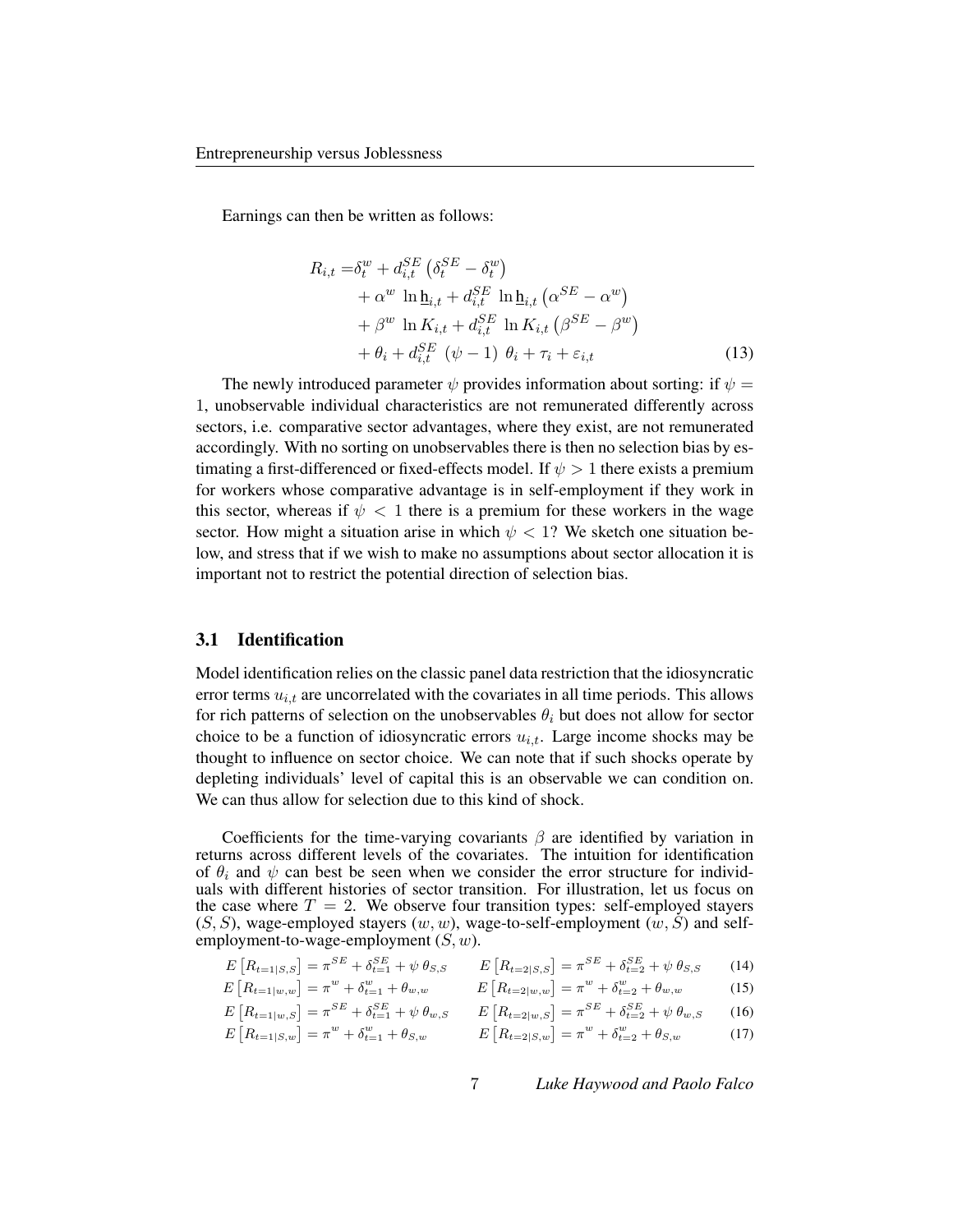Earnings can then be written as follows:

$$
\begin{aligned}
R_{i,t} =& \delta_t^w + d_{i,t}^{SE}\left(\delta_t^{SE} - \delta_t^w\right) \\
&+ \alpha^w \ln \underline{\mathrm{h}}_{i,t} + d_{i,t}^{SE} \ln \underline{\mathrm{h}}_{i,t}\left(\alpha^{SE} - \alpha^w\right) \\
&+ \beta^w \ln K_{i,t} + d_{i,t}^{SE} \ln K_{i,t}\left(\beta^{SE} - \beta^w\right) \\
&+ \theta_i + d_{i,t}^{SE}\,(\psi - 1)\,\theta_i + \tau_i + \varepsilon_{i,t}
\end{aligned} \tag{13}
$$

The newly introduced parameter $\psi$ provides information about sorting: if $\psi = 1$, unobservable individual characteristics are not remunerated differently across sectors, i.e. comparative sector advantages, where they exist, are not remunerated accordingly. With no sorting on unobservables there is then no selection bias by estimating a first-differenced or fixed-effects model. If $\psi > 1$ there exists a premium for workers whose comparative advantage is in self-employment if they work in this sector, whereas if $\psi < 1$ there is a premium for these workers in the wage sector. How might a situation arise in which $\psi < 1$? We sketch one situation below, and stress that if we wish to make no assumptions about sector allocation it is important not to restrict the potential direction of selection bias.

### 3.1 Identification

Model identification relies on the classic panel data restriction that the idiosyncratic error terms $u_{i,t}$ are uncorrelated with the covariates in all time periods. This allows for rich patterns of selection on the unobservables $\theta_i$ but does not allow for sector choice to be a function of idiosyncratic errors $u_{i,t}$. Large income shocks may be thought to influence on sector choice. We can note that if such shocks operate by depleting individuals' level of capital this is an observable we can condition on. We can thus allow for selection due to this kind of shock.

Coefficients for the time-varying covariants $\beta$ are identified by variation in returns across different levels of the covariates. The intuition for identification of $\theta_i$ and $\psi$ can best be seen when we consider the error structure for individuals with different histories of sector transition. For illustration, let us focus on the case where $T = 2$. We observe four transition types: self-employed stayers $(S, S)$, wage-employed stayers $(w, w)$, wage-to-self-employment $(w, S)$ and self-employment-to-wage-employment $(S, w)$.

$$E\left[R_{t=1|S,S}\right] = \pi^{SE} + \delta_{t=1}^{SE} + \psi\,\theta_{S,S} \qquad E\left[R_{t=2|S,S}\right] = \pi^{SE} + \delta_{t=2}^{SE} + \psi\,\theta_{S,S} \tag{14}$$

$$E\left[R_{t=1|w,w}\right] = \pi^{w} + \delta_{t=1}^{w} + \theta_{w,w} \qquad E\left[R_{t=2|w,w}\right] = \pi^{w} + \delta_{t=2}^{w} + \theta_{w,w} \tag{15}$$

$$E\left[R_{t=1|w,S}\right] = \pi^{SE} + \delta_{t=1}^{SE} + \psi\,\theta_{w,S} \qquad E\left[R_{t=2|w,S}\right] = \pi^{SE} + \delta_{t=2}^{SE} + \psi\,\theta_{w,S} \tag{16}$$

$$E\left[R_{t=1|S,w}\right] = \pi^{w} + \delta_{t=1}^{w} + \theta_{S,w} \qquad E\left[R_{t=2|S,w}\right] = \pi^{w} + \delta_{t=2}^{w} + \theta_{S,w} \tag{17}$$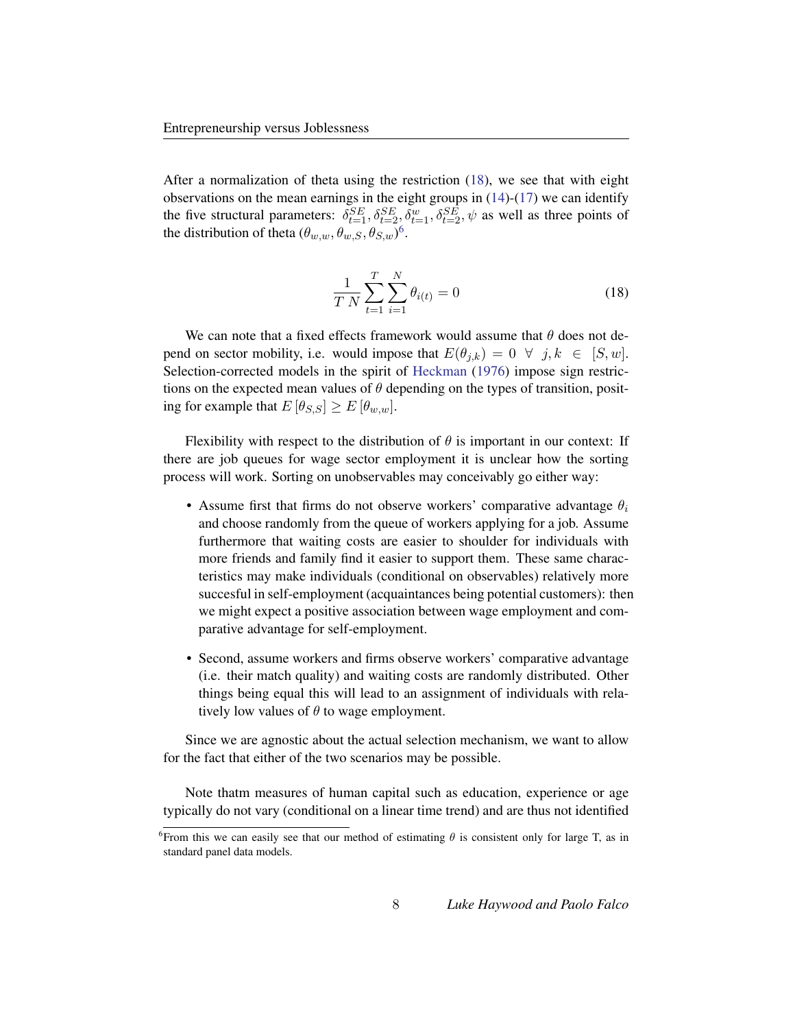After a normalization of theta using the restriction (18), we see that with eight observations on the mean earnings in the eight groups in (14)-(17) we can identify the five structural parameters: $\delta^{SE}_{t=1}, \delta^{SE}_{t=2}, \delta^{w}_{t=1}, \delta^{SE}_{t=2}, \psi$ as well as three points of the distribution of theta $(\theta_{w,w}, \theta_{w,S}, \theta_{S,w})$[6].

$$\frac{1}{T\,N}\sum_{t=1}^{T}\sum_{i=1}^{N}\theta_{i(t)} = 0 \tag{18}$$

We can note that a fixed effects framework would assume that $\theta$ does not depend on sector mobility, i.e. would impose that $E(\theta_{j,k}) = 0 \;\; \forall \;\; j,k \;\in\; [S,w]$. Selection-corrected models in the spirit of Heckman (1976) impose sign restrictions on the expected mean values of $\theta$ depending on the types of transition, positing for example that $E\left[\theta_{S,S}\right] \geq E\left[\theta_{w,w}\right]$.

Flexibility with respect to the distribution of $\theta$ is important in our context: If there are job queues for wage sector employment it is unclear how the sorting process will work. Sorting on unobservables may conceivably go either way:

- Assume first that firms do not observe workers' comparative advantage $\theta_i$ and choose randomly from the queue of workers applying for a job. Assume furthermore that waiting costs are easier to shoulder for individuals with more friends and family find it easier to support them. These same characteristics may make individuals (conditional on observables) relatively more succesful in self-employment (acquaintances being potential customers): then we might expect a positive association between wage employment and comparative advantage for self-employment.
- Second, assume workers and firms observe workers' comparative advantage (i.e. their match quality) and waiting costs are randomly distributed. Other things being equal this will lead to an assignment of individuals with relatively low values of $\theta$ to wage employment.

Since we are agnostic about the actual selection mechanism, we want to allow for the fact that either of the two scenarios may be possible.

Note thatm measures of human capital such as education, experience or age typically do not vary (conditional on a linear time trend) and are thus not identified

[6] From this we can easily see that our method of estimating $\theta$ is consistent only for large T, as in standard panel data models.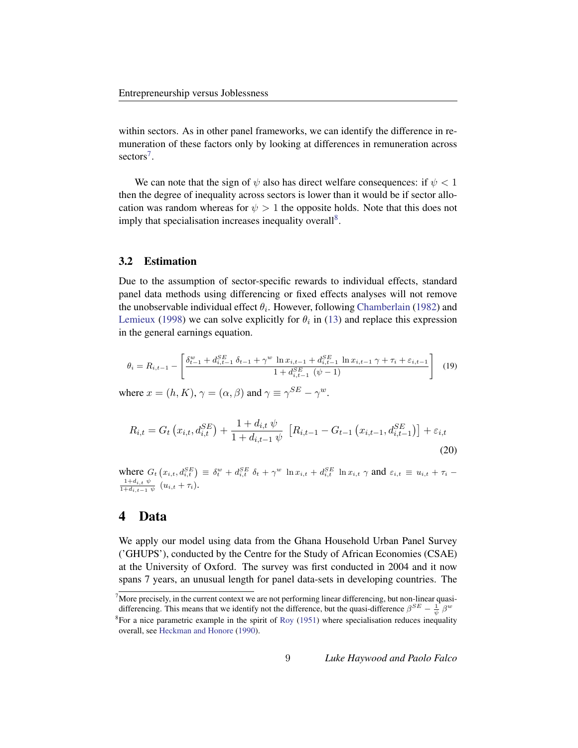within sectors. As in other panel frameworks, we can identify the difference in remuneration of these factors only by looking at differences in remuneration across sectors[7].

We can note that the sign of $\psi$ also has direct welfare consequences: if $\psi < 1$ then the degree of inequality across sectors is lower than it would be if sector allocation was random whereas for $\psi > 1$ the opposite holds. Note that this does not imply that specialisation increases inequality overall[8].

### 3.2 Estimation

Due to the assumption of sector-specific rewards to individual effects, standard panel data methods using differencing or fixed effects analyses will not remove the unobservable individual effect $\theta_i$. However, following Chamberlain (1982) and Lemieux (1998) we can solve explicitly for $\theta_i$ in (13) and replace this expression in the general earnings equation.

$$\theta_i = R_{i,t-1} - \left[ \frac{\delta^w_{t-1} + d^{SE}_{i,t-1}\ \delta_{t-1} + \gamma^w\ \ln x_{i,t-1} + d^{SE}_{i,t-1}\ \ln x_{i,t-1}\ \gamma + \tau_i + \varepsilon_{i,t-1}}{1 + d^{SE}_{i,t-1}\ (\psi - 1)} \right] \quad (19)$$

where $x = (h, K)$, $\gamma = (\alpha, \beta)$ and $\gamma \equiv \gamma^{SE} - \gamma^w$.

$$R_{i,t} = G_t\left(x_{i,t}, d^{SE}_{i,t}\right) + \frac{1 + d_{i,t}\ \psi}{1 + d_{i,t-1}\ \psi}\ \left[R_{i,t-1} - G_{t-1}\left(x_{i,t-1}, d^{SE}_{i,t-1}\right)\right] + \varepsilon_{i,t} \quad (20)$$

where $G_t\left(x_{i,t}, d^{SE}_{i,t}\right) \equiv \delta^w_t + d^{SE}_{i,t}\ \delta_t + \gamma^w\ \ln x_{i,t} + d^{SE}_{i,t}\ \ln x_{i,t}\ \gamma$ and $\varepsilon_{i,t} \equiv u_{i,t} + \tau_i - \frac{1+d_{i,t}\ \psi}{1+d_{i,t-1}\ \psi}\ (u_{i,t} + \tau_i)$.

# 4 Data

We apply our model using data from the Ghana Household Urban Panel Survey ('GHUPS'), conducted by the Centre for the Study of African Economies (CSAE) at the University of Oxford. The survey was first conducted in 2004 and it now spans 7 years, an unusual length for panel data-sets in developing countries. The

[7] More precisely, in the current context we are not performing linear differencing, but non-linear quasi-differencing. This means that we identify not the difference, but the quasi-difference $\beta^{SE} - \frac{1}{\psi}\ \beta^w$

[8] For a nice parametric example in the spirit of Roy (1951) where specialisation reduces inequality overall, see Heckman and Honore (1990).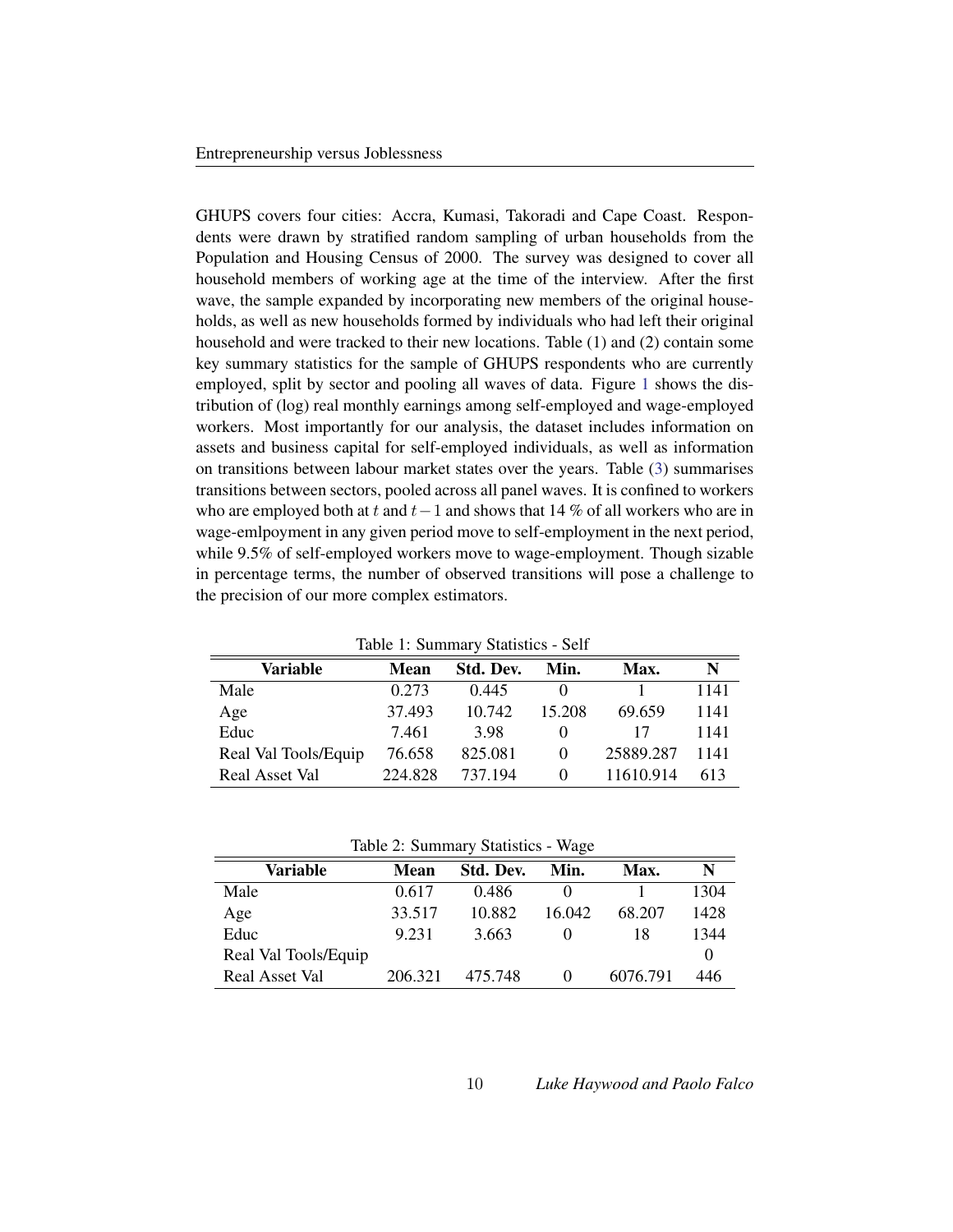GHUPS covers four cities: Accra, Kumasi, Takoradi and Cape Coast. Respondents were drawn by stratified random sampling of urban households from the Population and Housing Census of 2000. The survey was designed to cover all household members of working age at the time of the interview. After the first wave, the sample expanded by incorporating new members of the original households, as well as new households formed by individuals who had left their original household and were tracked to their new locations. Table (1) and (2) contain some key summary statistics for the sample of GHUPS respondents who are currently employed, split by sector and pooling all waves of data. Figure 1 shows the distribution of (log) real monthly earnings among self-employed and wage-employed workers. Most importantly for our analysis, the dataset includes information on assets and business capital for self-employed individuals, as well as information on transitions between labour market states over the years. Table (3) summarises transitions between sectors, pooled across all panel waves. It is confined to workers who are employed both at $t$ and $t-1$ and shows that 14 % of all workers who are in wage-emlpoyment in any given period move to self-employment in the next period, while 9.5% of self-employed workers move to wage-employment. Though sizable in percentage terms, the number of observed transitions will pose a challenge to the precision of our more complex estimators.

Table 1: Summary Statistics - Self

| Variable | Mean | Std. Dev. | Min. | Max. | N |
|---|---|---|---|---|---|
| Male | 0.273 | 0.445 | 0 | 1 | 1141 |
| Age | 37.493 | 10.742 | 15.208 | 69.659 | 1141 |
| Educ | 7.461 | 3.98 | 0 | 17 | 1141 |
| Real Val Tools/Equip | 76.658 | 825.081 | 0 | 25889.287 | 1141 |
| Real Asset Val | 224.828 | 737.194 | 0 | 11610.914 | 613 |

Table 2: Summary Statistics - Wage

| Variable | Mean | Std. Dev. | Min. | Max. | N |
|---|---|---|---|---|---|
| Male | 0.617 | 0.486 | 0 | 1 | 1304 |
| Age | 33.517 | 10.882 | 16.042 | 68.207 | 1428 |
| Educ | 9.231 | 3.663 | 0 | 18 | 1344 |
| Real Val Tools/Equip | | | | | 0 |
| Real Asset Val | 206.321 | 475.748 | 0 | 6076.791 | 446 |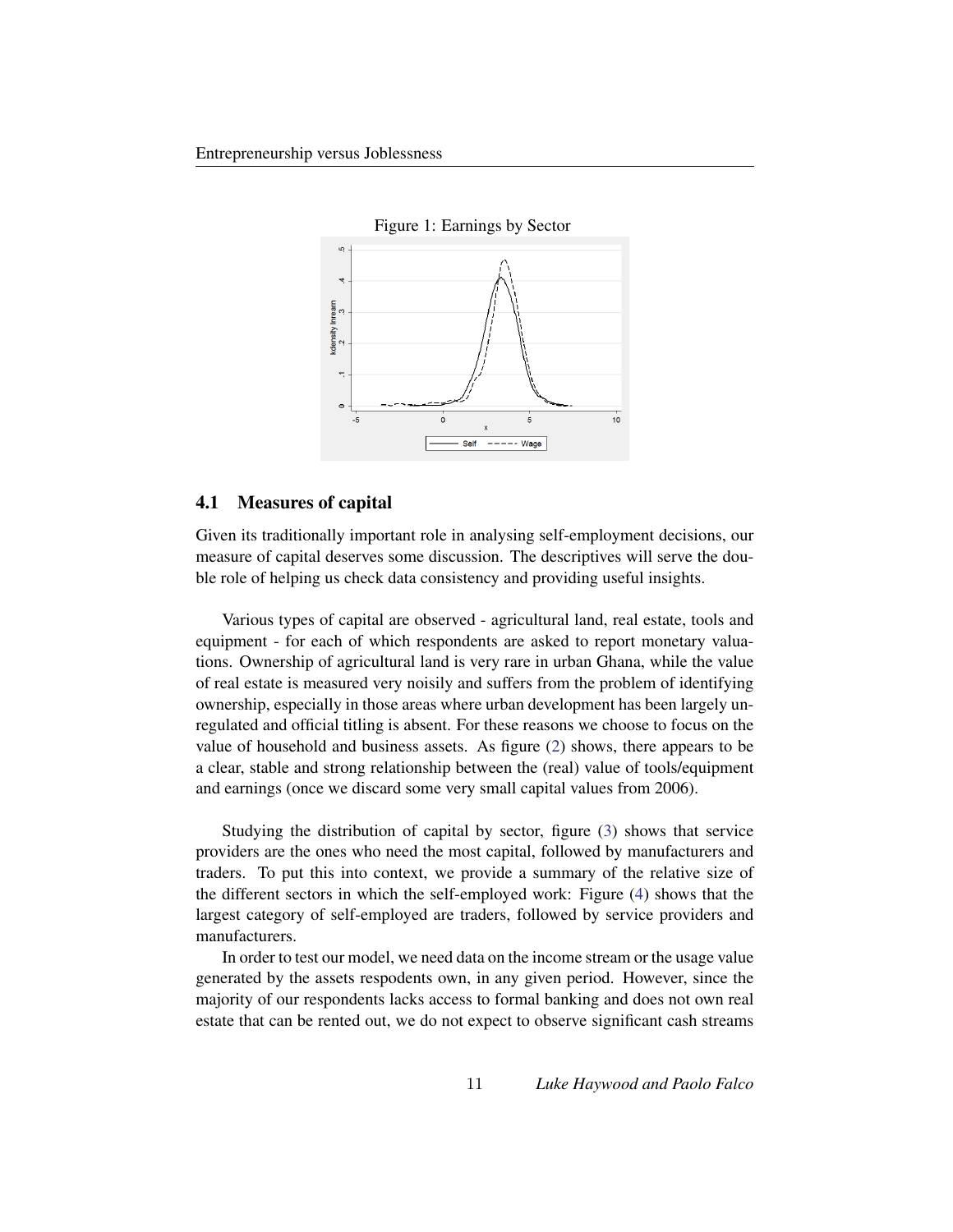Figure 1: Earnings by Sector

## 4.1 Measures of capital

Given its traditionally important role in analysing self-employment decisions, our measure of capital deserves some discussion. The descriptives will serve the double role of helping us check data consistency and providing useful insights.

Various types of capital are observed - agricultural land, real estate, tools and equipment - for each of which respondents are asked to report monetary valuations. Ownership of agricultural land is very rare in urban Ghana, while the value of real estate is measured very noisily and suffers from the problem of identifying ownership, especially in those areas where urban development has been largely unregulated and official titling is absent. For these reasons we choose to focus on the value of household and business assets. As figure (2) shows, there appears to be a clear, stable and strong relationship between the (real) value of tools/equipment and earnings (once we discard some very small capital values from 2006).

Studying the distribution of capital by sector, figure (3) shows that service providers are the ones who need the most capital, followed by manufacturers and traders. To put this into context, we provide a summary of the relative size of the different sectors in which the self-employed work: Figure (4) shows that the largest category of self-employed are traders, followed by service providers and manufacturers.

In order to test our model, we need data on the income stream or the usage value generated by the assets respodents own, in any given period. However, since the majority of our respondents lacks access to formal banking and does not own real estate that can be rented out, we do not expect to observe significant cash streams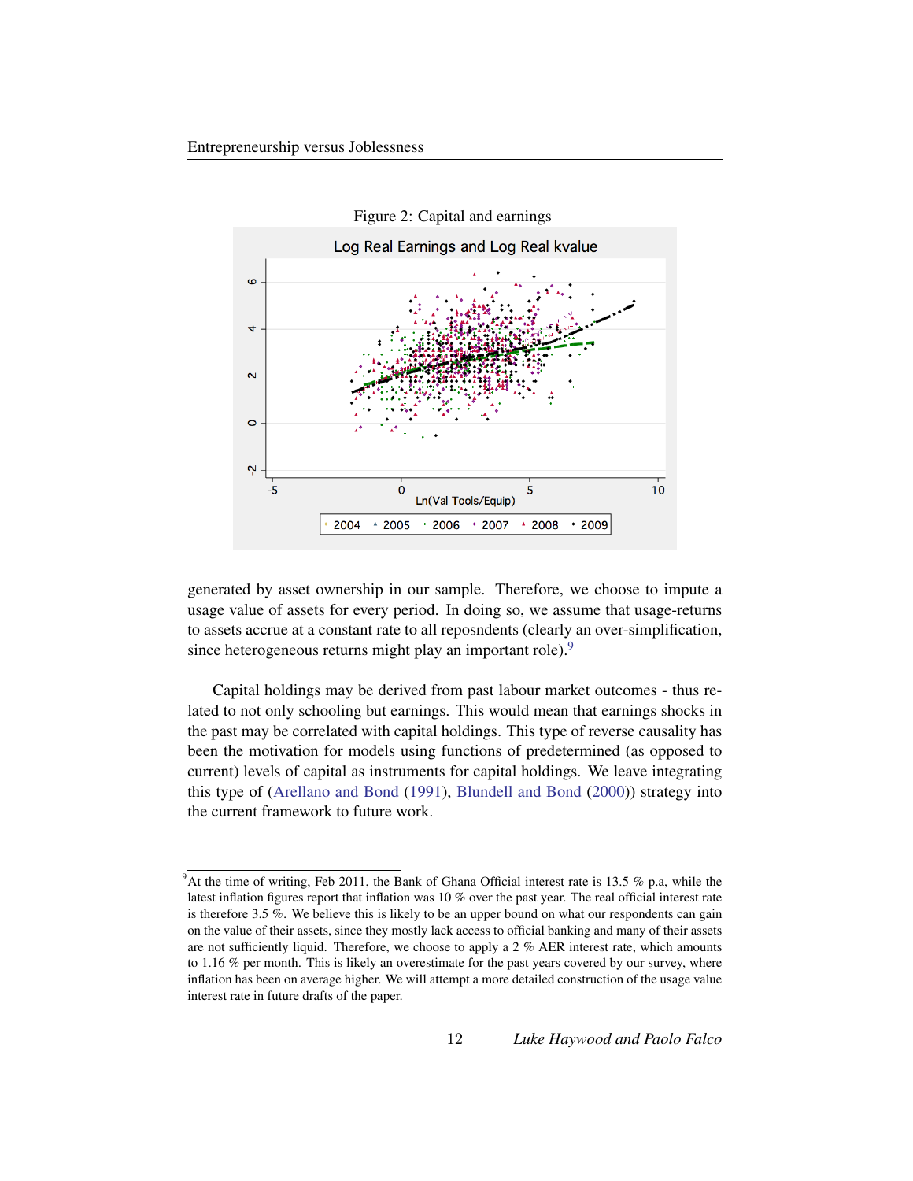Figure 2: Capital and earnings

generated by asset ownership in our sample. Therefore, we choose to impute a usage value of assets for every period. In doing so, we assume that usage-returns to assets accrue at a constant rate to all reposndents (clearly an over-simplification, since heterogeneous returns might play an important role).[9]

Capital holdings may be derived from past labour market outcomes - thus related to not only schooling but earnings. This would mean that earnings shocks in the past may be correlated with capital holdings. This type of reverse causality has been the motivation for models using functions of predetermined (as opposed to current) levels of capital as instruments for capital holdings. We leave integrating this type of (Arellano and Bond (1991), Blundell and Bond (2000)) strategy into the current framework to future work.

[9] At the time of writing, Feb 2011, the Bank of Ghana Official interest rate is 13.5 % p.a, while the latest inflation figures report that inflation was 10 % over the past year. The real official interest rate is therefore 3.5 %. We believe this is likely to be an upper bound on what our respondents can gain on the value of their assets, since they mostly lack access to official banking and many of their assets are not sufficiently liquid. Therefore, we choose to apply a 2 % AER interest rate, which amounts to 1.16 % per month. This is likely an overestimate for the past years covered by our survey, where inflation has been on average higher. We will attempt a more detailed construction of the usage value interest rate in future drafts of the paper.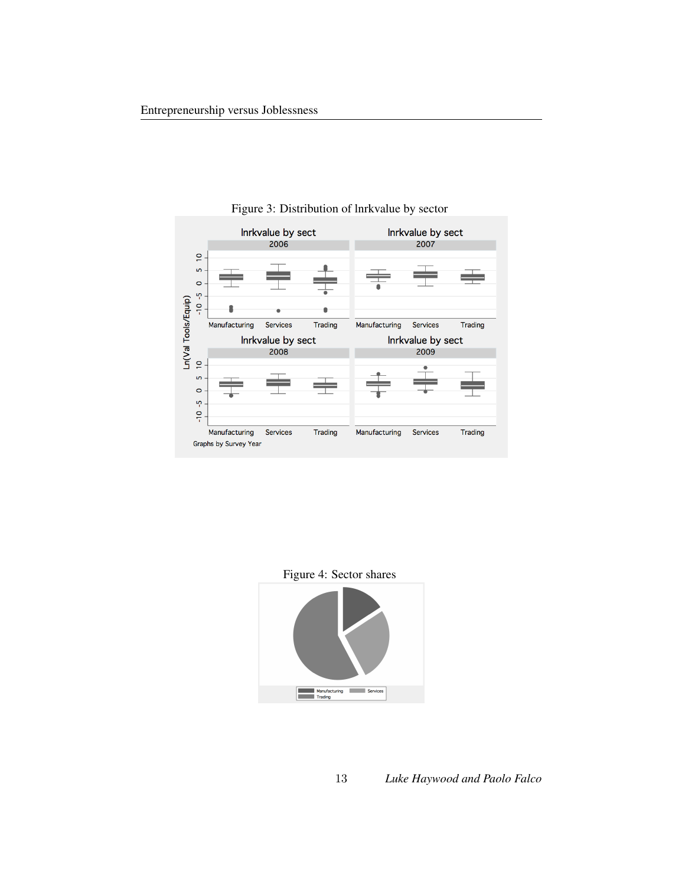Figure 3: Distribution of lnrkvalue by sector

Figure 4: Sector shares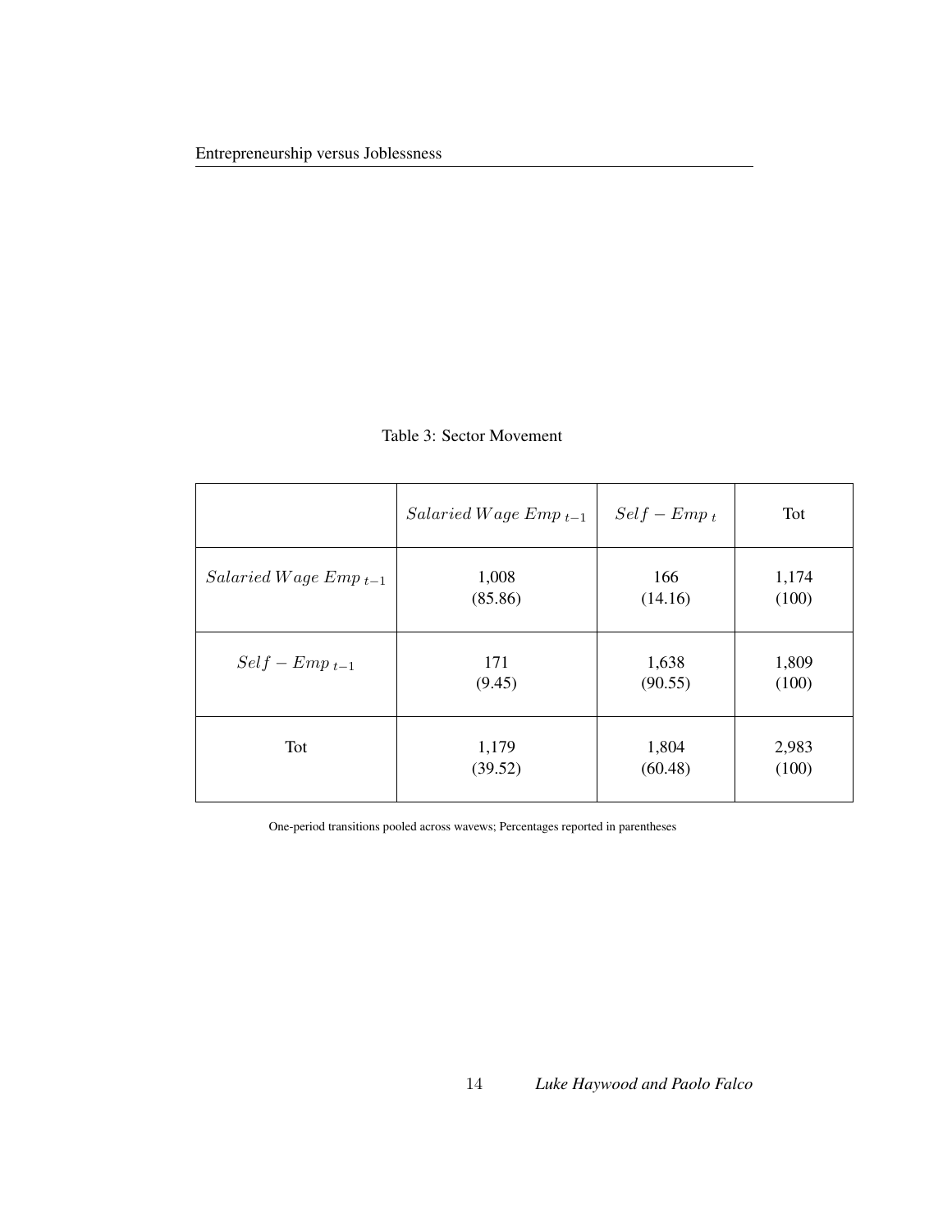Table 3: Sector Movement

| | $Salaried\,Wage\,Emp_{\,t-1}$ | $Self-Emp_{\,t}$ | Tot |
|---|---|---|---|
| $Salaried\,Wage\,Emp_{\,t-1}$ | 1,008 (85.86) | 166 (14.16) | 1,174 (100) |
| $Self-Emp_{\,t-1}$ | 171 (9.45) | 1,638 (90.55) | 1,809 (100) |
| Tot | 1,179 (39.52) | 1,804 (60.48) | 2,983 (100) |

One-period transitions pooled across wavews; Percentages reported in parentheses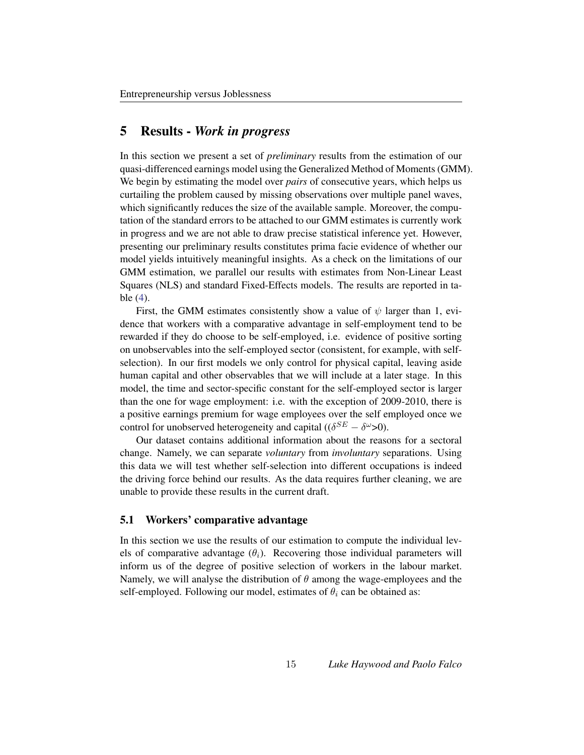# 5 Results - *Work in progress*

In this section we present a set of *preliminary* results from the estimation of our quasi-differenced earnings model using the Generalized Method of Moments (GMM). We begin by estimating the model over *pairs* of consecutive years, which helps us curtailing the problem caused by missing observations over multiple panel waves, which significantly reduces the size of the available sample. Moreover, the computation of the standard errors to be attached to our GMM estimates is currently work in progress and we are not able to draw precise statistical inference yet. However, presenting our preliminary results constitutes prima facie evidence of whether our model yields intuitively meaningful insights. As a check on the limitations of our GMM estimation, we parallel our results with estimates from Non-Linear Least Squares (NLS) and standard Fixed-Effects models. The results are reported in table (4).

First, the GMM estimates consistently show a value of $\psi$ larger than 1, evidence that workers with a comparative advantage in self-employment tend to be rewarded if they do choose to be self-employed, i.e. evidence of positive sorting on unobservables into the self-employed sector (consistent, for example, with self-selection). In our first models we only control for physical capital, leaving aside human capital and other observables that we will include at a later stage. In this model, the time and sector-specific constant for the self-employed sector is larger than the one for wage employment: i.e. with the exception of 2009-2010, there is a positive earnings premium for wage employees over the self employed once we control for unobserved heterogeneity and capital (($\delta^{SE} - \delta^{\omega}$>0).

Our dataset contains additional information about the reasons for a sectoral change. Namely, we can separate *voluntary* from *involuntary* separations. Using this data we will test whether self-selection into different occupations is indeed the driving force behind our results. As the data requires further cleaning, we are unable to provide these results in the current draft.

## 5.1 Workers' comparative advantage

In this section we use the results of our estimation to compute the individual levels of comparative advantage ($\theta_i$). Recovering those individual parameters will inform us of the degree of positive selection of workers in the labour market. Namely, we will analyse the distribution of $\theta$ among the wage-employees and the self-employed. Following our model, estimates of $\theta_i$ can be obtained as: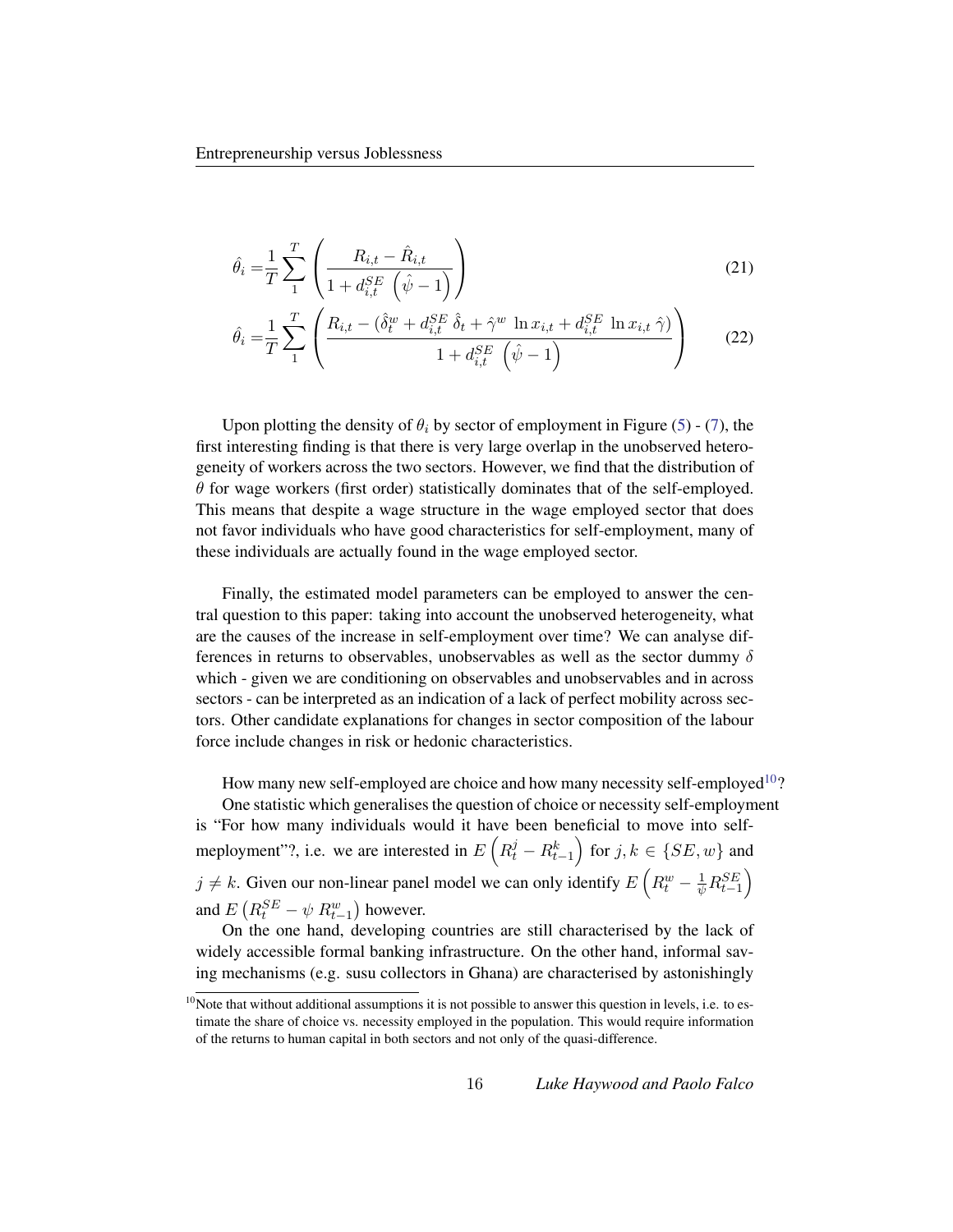$$\hat{\theta}_i = \frac{1}{T} \sum_{1}^{T} \left( \frac{R_{i,t} - \hat{R}_{i,t}}{1 + d_{i,t}^{SE} \left( \hat{\psi} - 1 \right)} \right) \tag{21}$$

$$\hat{\theta}_i = \frac{1}{T} \sum_{1}^{T} \left( \frac{R_{i,t} - (\hat{\delta}_t^w + d_{i,t}^{SE} \hat{\delta}_t + \hat{\gamma}^w \ln x_{i,t} + d_{i,t}^{SE} \ln x_{i,t} \hat{\gamma})}{1 + d_{i,t}^{SE} \left( \hat{\psi} - 1 \right)} \right) \tag{22}$$

Upon plotting the density of $\theta_i$ by sector of employment in Figure (5) - (7), the first interesting finding is that there is very large overlap in the unobserved heterogeneity of workers across the two sectors. However, we find that the distribution of $\theta$ for wage workers (first order) statistically dominates that of the self-employed. This means that despite a wage structure in the wage employed sector that does not favor individuals who have good characteristics for self-employment, many of these individuals are actually found in the wage employed sector.

Finally, the estimated model parameters can be employed to answer the central question to this paper: taking into account the unobserved heterogeneity, what are the causes of the increase in self-employment over time? We can analyse differences in returns to observables, unobservables as well as the sector dummy $\delta$ which - given we are conditioning on observables and unobservables and in across sectors - can be interpreted as an indication of a lack of perfect mobility across sectors. Other candidate explanations for changes in sector composition of the labour force include changes in risk or hedonic characteristics.

How many new self-employed are choice and how many necessity self-employed[10]?

One statistic which generalises the question of choice or necessity self-employment is "For how many individuals would it have been beneficial to move into self-meployment"?, i.e. we are interested in $E\left(R_t^j - R_{t-1}^k\right)$ for $j, k \in \{SE, w\}$ and $j \neq k$. Given our non-linear panel model we can only identify $E\left(R_t^w - \frac{1}{\psi} R_{t-1}^{SE}\right)$ and $E\left(R_t^{SE} - \psi \; R_{t-1}^w\right)$ however.

On the one hand, developing countries are still characterised by the lack of widely accessible formal banking infrastructure. On the other hand, informal saving mechanisms (e.g. susu collectors in Ghana) are characterised by astonishingly

[10] Note that without additional assumptions it is not possible to answer this question in levels, i.e. to estimate the share of choice vs. necessity employed in the population. This would require information of the returns to human capital in both sectors and not only of the quasi-difference.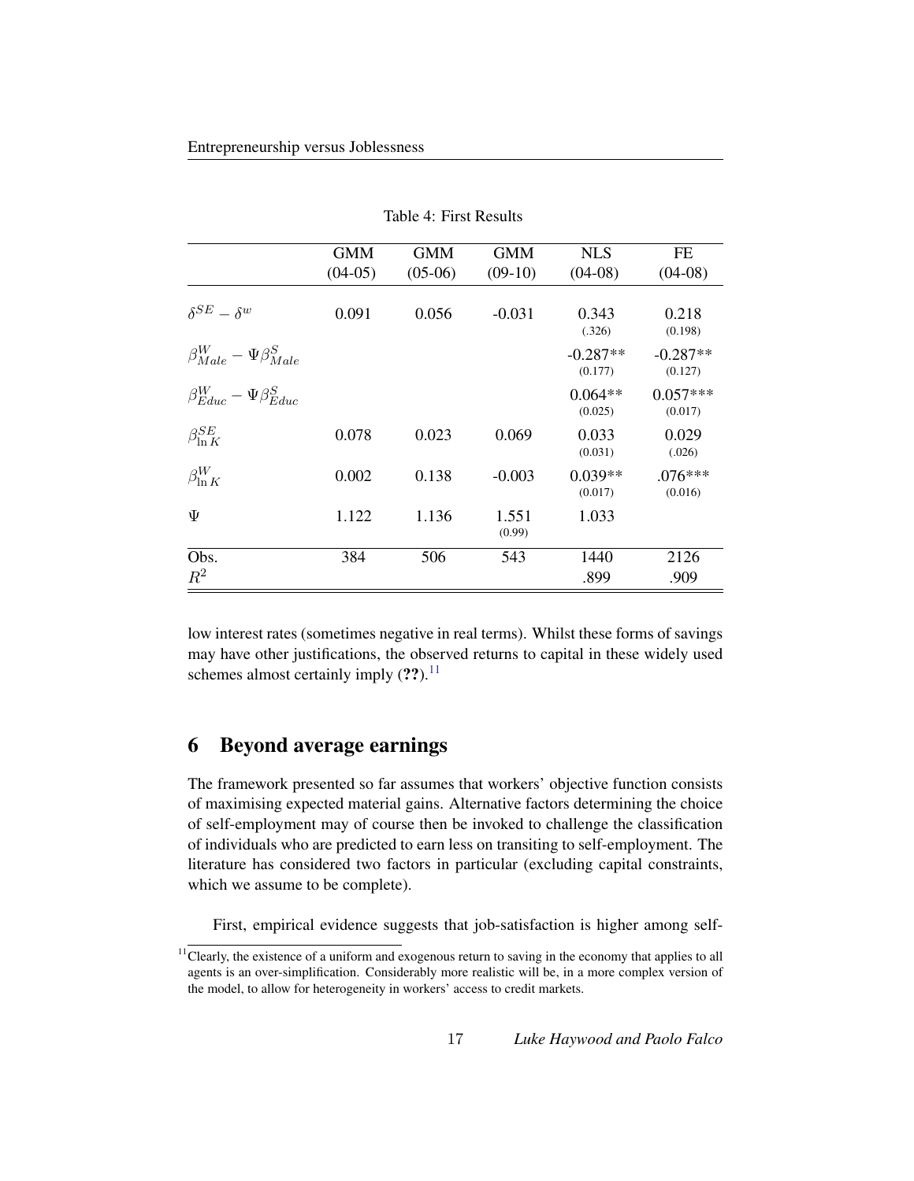Table 4: First Results

| | GMM (04-05) | GMM (05-06) | GMM (09-10) | NLS (04-08) | FE (04-08) |
|---|---|---|---|---|---|
| $\delta^{SE} - \delta^{w}$ | 0.091 | 0.056 | -0.031 | 0.343 (.326) | 0.218 (0.198) |
| $\beta^{W}_{Male} - \Psi\beta^{S}_{Male}$ | | | | -0.287** (0.177) | -0.287** (0.127) |
| $\beta^{W}_{Educ} - \Psi\beta^{S}_{Educ}$ | | | | 0.064** (0.025) | 0.057*** (0.017) |
| $\beta^{SE}_{\ln K}$ | 0.078 | 0.023 | 0.069 | 0.033 (0.031) | 0.029 (.026) |
| $\beta^{W}_{\ln K}$ | 0.002 | 0.138 | -0.003 | 0.039** (0.017) | .076*** (0.016) |
| $\Psi$ | 1.122 | 1.136 | 1.551 (0.99) | 1.033 | |
| Obs. | 384 | 506 | 543 | 1440 | 2126 |
| $R^2$ | | | | .899 | .909 |

low interest rates (sometimes negative in real terms). Whilst these forms of savings may have other justifications, the observed returns to capital in these widely used schemes almost certainly imply (**??**).[11]

## 6 Beyond average earnings

The framework presented so far assumes that workers' objective function consists of maximising expected material gains. Alternative factors determining the choice of self-employment may of course then be invoked to challenge the classification of individuals who are predicted to earn less on transiting to self-employment. The literature has considered two factors in particular (excluding capital constraints, which we assume to be complete).

First, empirical evidence suggests that job-satisfaction is higher among self-

[11] Clearly, the existence of a uniform and exogenous return to saving in the economy that applies to all agents is an over-simplification. Considerably more realistic will be, in a more complex version of the model, to allow for heterogeneity in workers' access to credit markets.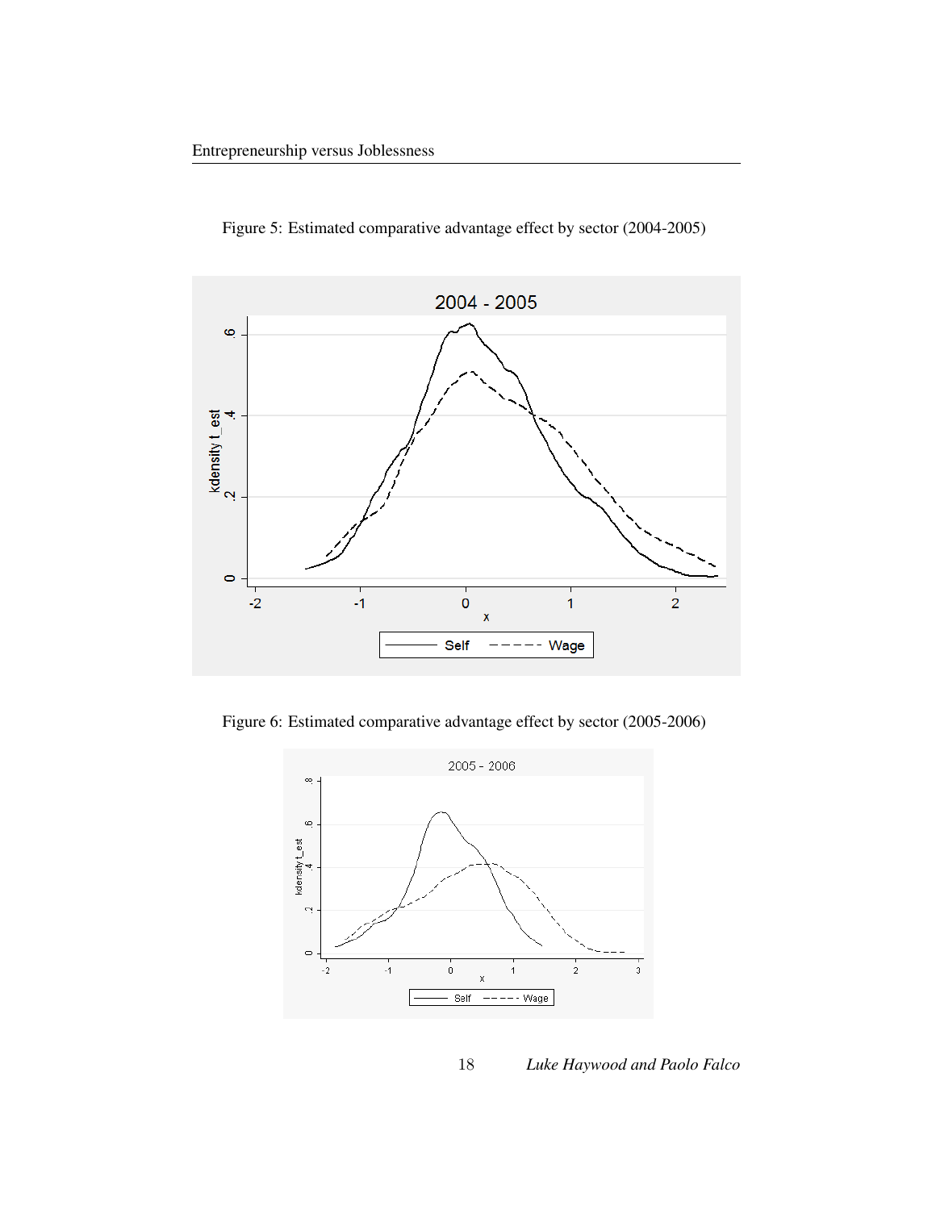Figure 5: Estimated comparative advantage effect by sector (2004-2005)

Figure 6: Estimated comparative advantage effect by sector (2005-2006)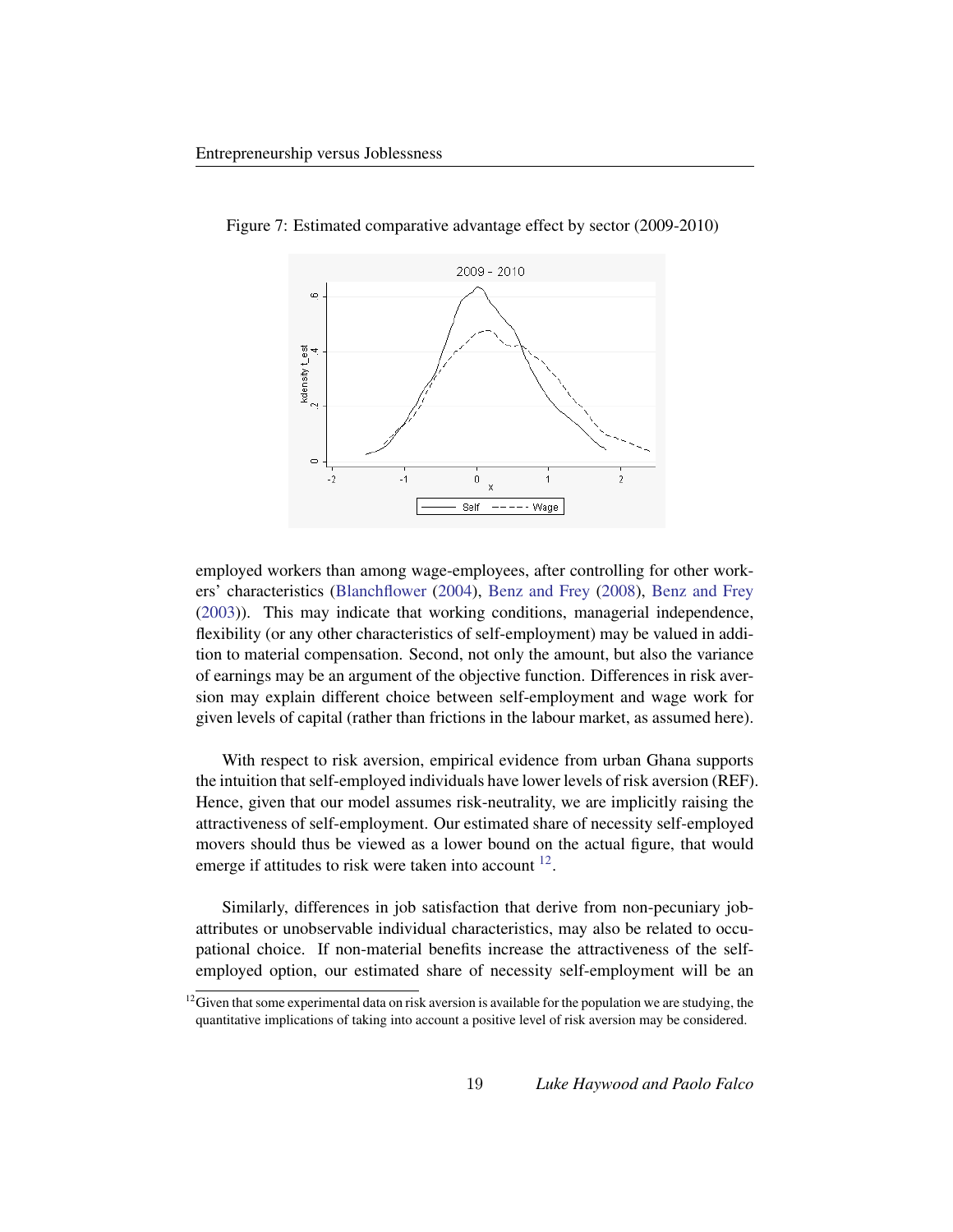Figure 7: Estimated comparative advantage effect by sector (2009-2010)

employed workers than among wage-employees, after controlling for other workers' characteristics (Blanchflower (2004), Benz and Frey (2008), Benz and Frey (2003)). This may indicate that working conditions, managerial independence, flexibility (or any other characteristics of self-employment) may be valued in addition to material compensation. Second, not only the amount, but also the variance of earnings may be an argument of the objective function. Differences in risk aversion may explain different choice between self-employment and wage work for given levels of capital (rather than frictions in the labour market, as assumed here).

With respect to risk aversion, empirical evidence from urban Ghana supports the intuition that self-employed individuals have lower levels of risk aversion (REF). Hence, given that our model assumes risk-neutrality, we are implicitly raising the attractiveness of self-employment. Our estimated share of necessity self-employed movers should thus be viewed as a lower bound on the actual figure, that would emerge if attitudes to risk were taken into account [12].

Similarly, differences in job satisfaction that derive from non-pecuniary job-attributes or unobservable individual characteristics, may also be related to occupational choice. If non-material benefits increase the attractiveness of the self-employed option, our estimated share of necessity self-employment will be an

[12] Given that some experimental data on risk aversion is available for the population we are studying, the quantitative implications of taking into account a positive level of risk aversion may be considered.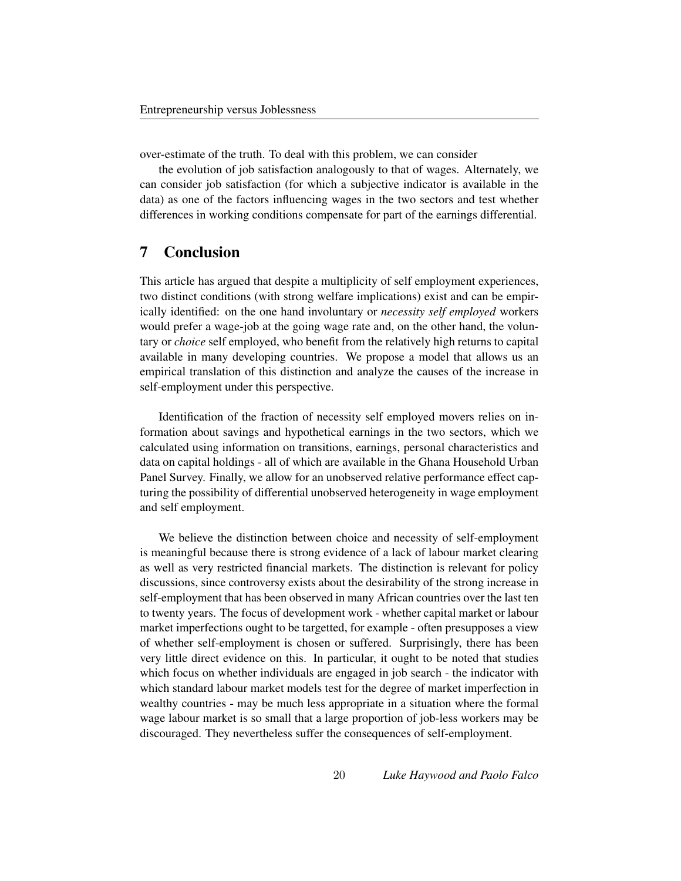over-estimate of the truth. To deal with this problem, we can consider

the evolution of job satisfaction analogously to that of wages. Alternately, we can consider job satisfaction (for which a subjective indicator is available in the data) as one of the factors influencing wages in the two sectors and test whether differences in working conditions compensate for part of the earnings differential.

# 7 Conclusion

This article has argued that despite a multiplicity of self employment experiences, two distinct conditions (with strong welfare implications) exist and can be empirically identified: on the one hand involuntary or *necessity self employed* workers would prefer a wage-job at the going wage rate and, on the other hand, the voluntary or *choice* self employed, who benefit from the relatively high returns to capital available in many developing countries. We propose a model that allows us an empirical translation of this distinction and analyze the causes of the increase in self-employment under this perspective.

Identification of the fraction of necessity self employed movers relies on information about savings and hypothetical earnings in the two sectors, which we calculated using information on transitions, earnings, personal characteristics and data on capital holdings - all of which are available in the Ghana Household Urban Panel Survey. Finally, we allow for an unobserved relative performance effect capturing the possibility of differential unobserved heterogeneity in wage employment and self employment.

We believe the distinction between choice and necessity of self-employment is meaningful because there is strong evidence of a lack of labour market clearing as well as very restricted financial markets. The distinction is relevant for policy discussions, since controversy exists about the desirability of the strong increase in self-employment that has been observed in many African countries over the last ten to twenty years. The focus of development work - whether capital market or labour market imperfections ought to be targetted, for example - often presupposes a view of whether self-employment is chosen or suffered. Surprisingly, there has been very little direct evidence on this. In particular, it ought to be noted that studies which focus on whether individuals are engaged in job search - the indicator with which standard labour market models test for the degree of market imperfection in wealthy countries - may be much less appropriate in a situation where the formal wage labour market is so small that a large proportion of job-less workers may be discouraged. They nevertheless suffer the consequences of self-employment.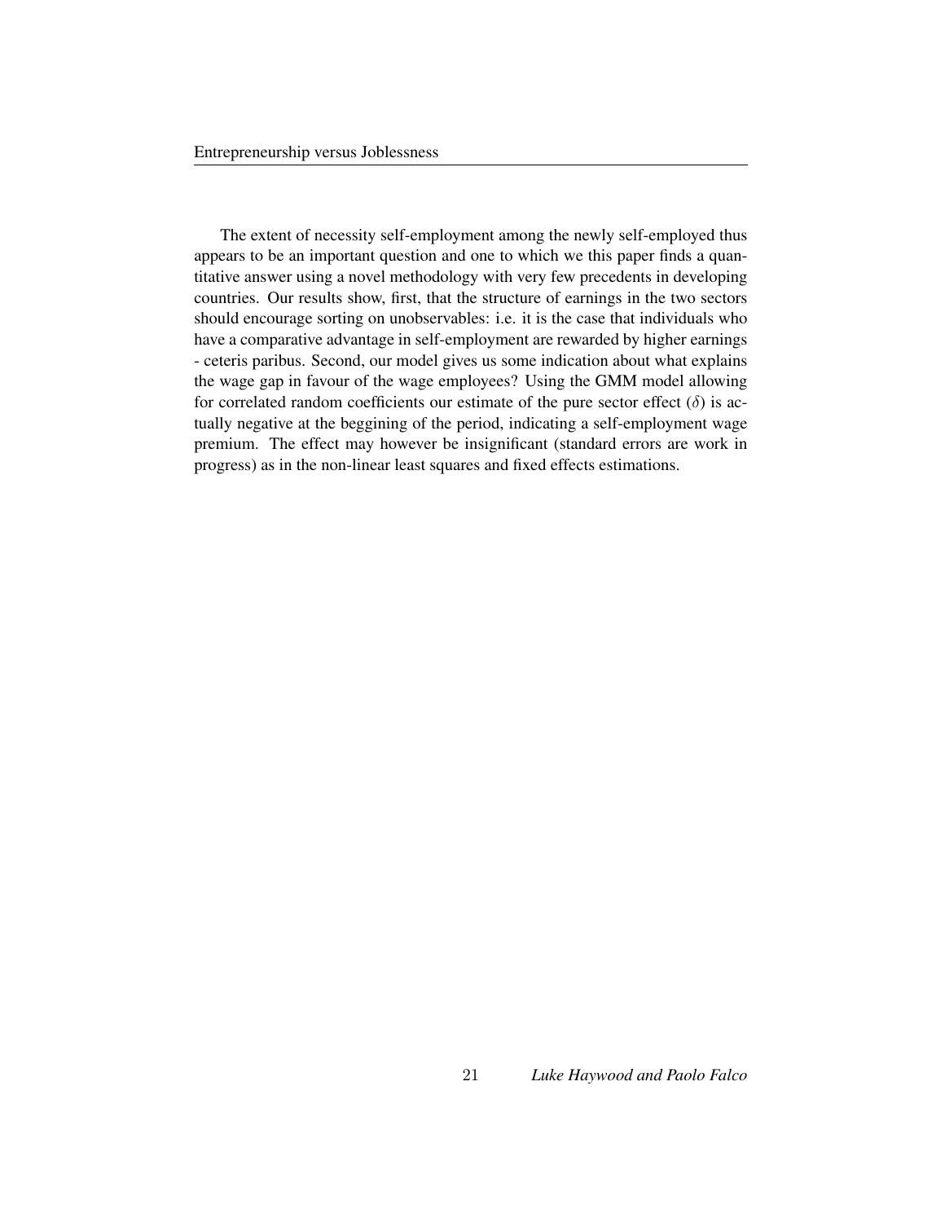The extent of necessity self-employment among the newly self-employed thus appears to be an important question and one to which we this paper finds a quantitative answer using a novel methodology with very few precedents in developing countries. Our results show, first, that the structure of earnings in the two sectors should encourage sorting on unobservables: i.e. it is the case that individuals who have a comparative advantage in self-employment are rewarded by higher earnings - ceteris paribus. Second, our model gives us some indication about what explains the wage gap in favour of the wage employees? Using the GMM model allowing for correlated random coefficients our estimate of the pure sector effect ($\delta$) is actually negative at the beggining of the period, indicating a self-employment wage premium. The effect may however be insignificant (standard errors are work in progress) as in the non-linear least squares and fixed effects estimations.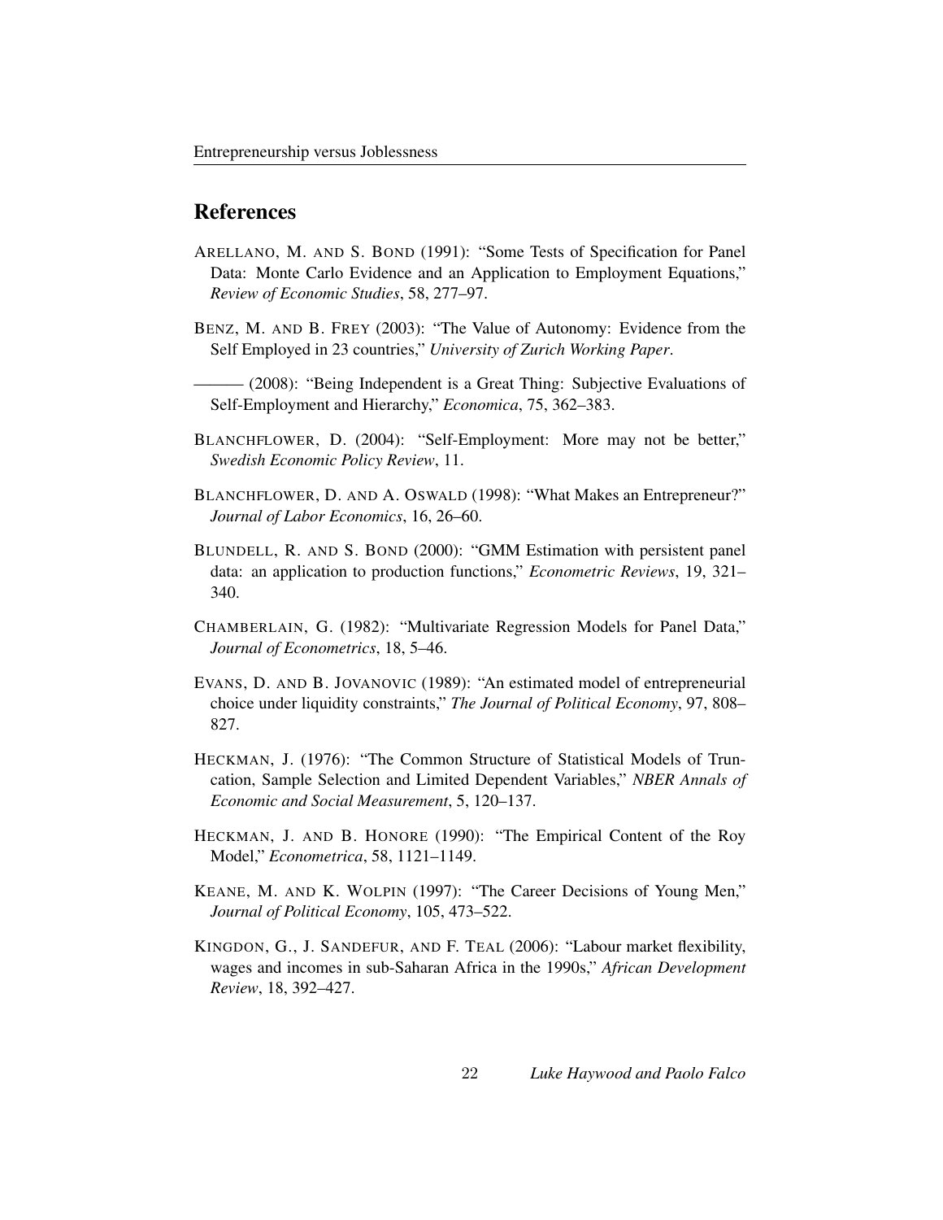## References

ARELLANO, M. AND S. BOND (1991): "Some Tests of Specification for Panel Data: Monte Carlo Evidence and an Application to Employment Equations," *Review of Economic Studies*, 58, 277–97.

BENZ, M. AND B. FREY (2003): "The Value of Autonomy: Evidence from the Self Employed in 23 countries," *University of Zurich Working Paper*.

——— (2008): "Being Independent is a Great Thing: Subjective Evaluations of Self-Employment and Hierarchy," *Economica*, 75, 362–383.

BLANCHFLOWER, D. (2004): "Self-Employment: More may not be better," *Swedish Economic Policy Review*, 11.

BLANCHFLOWER, D. AND A. OSWALD (1998): "What Makes an Entrepreneur?" *Journal of Labor Economics*, 16, 26–60.

BLUNDELL, R. AND S. BOND (2000): "GMM Estimation with persistent panel data: an application to production functions," *Econometric Reviews*, 19, 321–340.

CHAMBERLAIN, G. (1982): "Multivariate Regression Models for Panel Data," *Journal of Econometrics*, 18, 5–46.

EVANS, D. AND B. JOVANOVIC (1989): "An estimated model of entrepreneurial choice under liquidity constraints," *The Journal of Political Economy*, 97, 808–827.

HECKMAN, J. (1976): "The Common Structure of Statistical Models of Truncation, Sample Selection and Limited Dependent Variables," *NBER Annals of Economic and Social Measurement*, 5, 120–137.

HECKMAN, J. AND B. HONORE (1990): "The Empirical Content of the Roy Model," *Econometrica*, 58, 1121–1149.

KEANE, M. AND K. WOLPIN (1997): "The Career Decisions of Young Men," *Journal of Political Economy*, 105, 473–522.

KINGDON, G., J. SANDEFUR, AND F. TEAL (2006): "Labour market flexibility, wages and incomes in sub-Saharan Africa in the 1990s," *African Development Review*, 18, 392–427.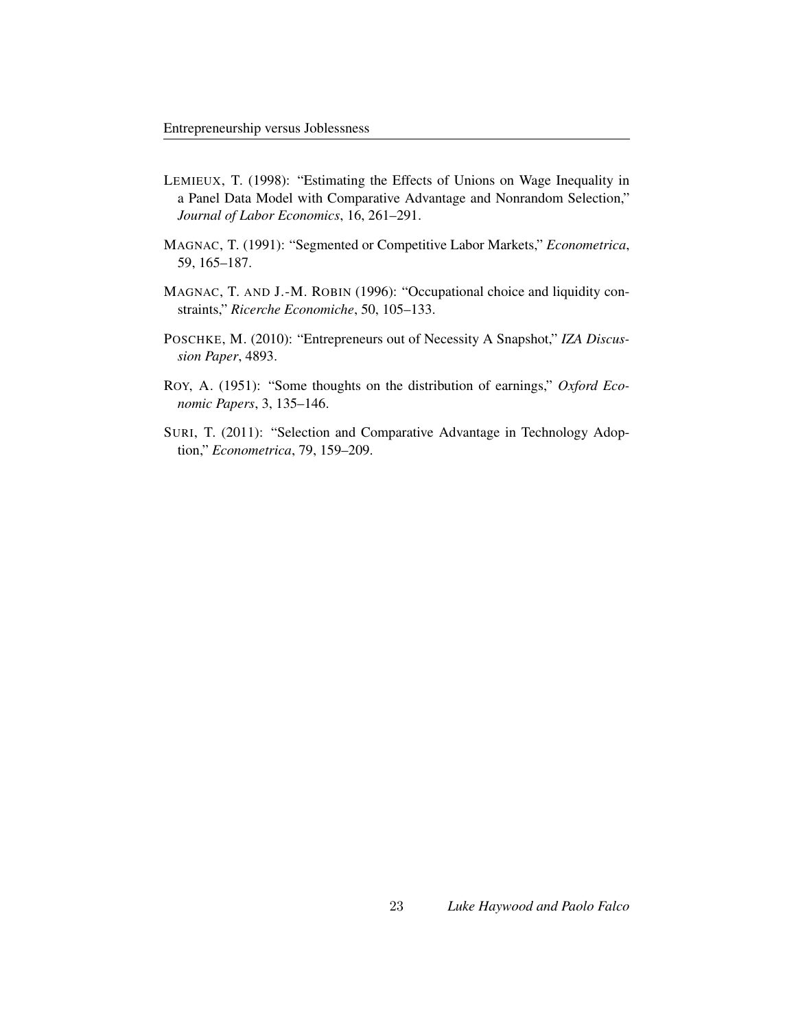LEMIEUX, T. (1998): "Estimating the Effects of Unions on Wage Inequality in a Panel Data Model with Comparative Advantage and Nonrandom Selection," *Journal of Labor Economics*, 16, 261–291.

MAGNAC, T. (1991): "Segmented or Competitive Labor Markets," *Econometrica*, 59, 165–187.

MAGNAC, T. AND J.-M. ROBIN (1996): "Occupational choice and liquidity constraints," *Ricerche Economiche*, 50, 105–133.

POSCHKE, M. (2010): "Entrepreneurs out of Necessity A Snapshot," *IZA Discussion Paper*, 4893.

ROY, A. (1951): "Some thoughts on the distribution of earnings," *Oxford Economic Papers*, 3, 135–146.

SURI, T. (2011): "Selection and Comparative Advantage in Technology Adoption," *Econometrica*, 79, 159–209.